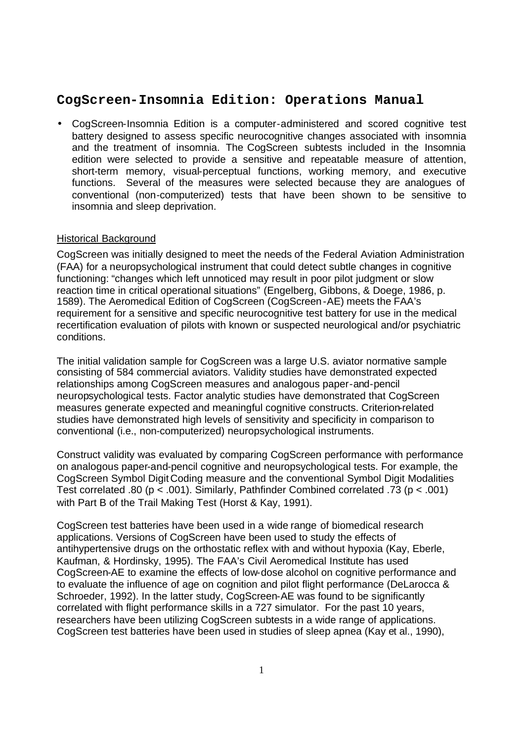# CogScreen-Insomnia Edition: Operations Manual

- CogScreen-Insomnia Edition is a computer-administered and scored cognitive test battery designed to assess specific neurocognitive changes associated with insomnia and the treatment of insomnia. The CogScreen subtests included in the Insomnia edition were selected to provide a sensitive and repeatable measure of attention, short-term memory, visual-perceptual functions, working memory, and executive functions. Several of the measures were selected because they are analogues of conventional (non-computerized) tests that have been shown to be sensitive to insomnia and sleep deprivation.

## Historical Background

CogScreen was initially designed to meet the needs of the Federal Aviation Administration (FAA) for a neuropsychological instrument that could detect subtle changes in cognitive functioning: "changes which left unnoticed may result in poor pilot judgment or slow reaction time in critical operational situations" (Engelberg, Gibbons, & Doege, 1986, p. 1589). The Aeromedical Edition of CogScreen (CogScreen-AE) meets the FAA's requirement for a sensitive and specific neurocognitive test battery for use in the medical recertification evaluation of pilots with known or suspected neurological and/or psychiatric conditions.

The initial validation sample for CogScreen was a large U.S. aviator normative sample consisting of 584 commercial aviators. Validity studies have demonstrated expected relationships among CogScreen measures and analogous paper-and-pencil neuropsychological tests. Factor analytic studies have demonstrated that CogScreen measures generate expected and meaningful cognitive constructs. Criterion-related studies have demonstrated high levels of sensitivity and specificity in comparison to conventional (i.e., non-computerized) neuropsychological instruments.

Construct validity was evaluated by comparing CogScreen performance with performance on analogous paper-and-pencil cognitive and neuropsychological tests. For example, the CogScreen Symbol Digit Coding measure and the conventional Symbol Digit Modalities Test correlated .80 ($p < .001$). Similarly, Pathfinder Combined correlated .73 ($p < .001$) with Part B of the Trail Making Test (Horst & Kay, 1991).

CogScreen test batteries have been used in a wide range of biomedical research applications. Versions of CogScreen have been used to study the effects of antihypertensive drugs on the orthostatic reflex with and without hypoxia (Kay, Eberle, Kaufman, & Hordinsky, 1995). The FAA's Civil Aeromedical Institute has used CogScreen-AE to examine the effects of low-dose alcohol on cognitive performance and to evaluate the influence of age on cognition and pilot flight performance (DeLarocca & Schroeder, 1992). In the latter study, CogScreen-AE was found to be significantly correlated with flight performance skills in a 727 simulator. For the past 10 years, researchers have been utilizing CogScreen subtests in a wide range of applications. CogScreen test batteries have been used in studies of sleep apnea (Kay et al., 1990),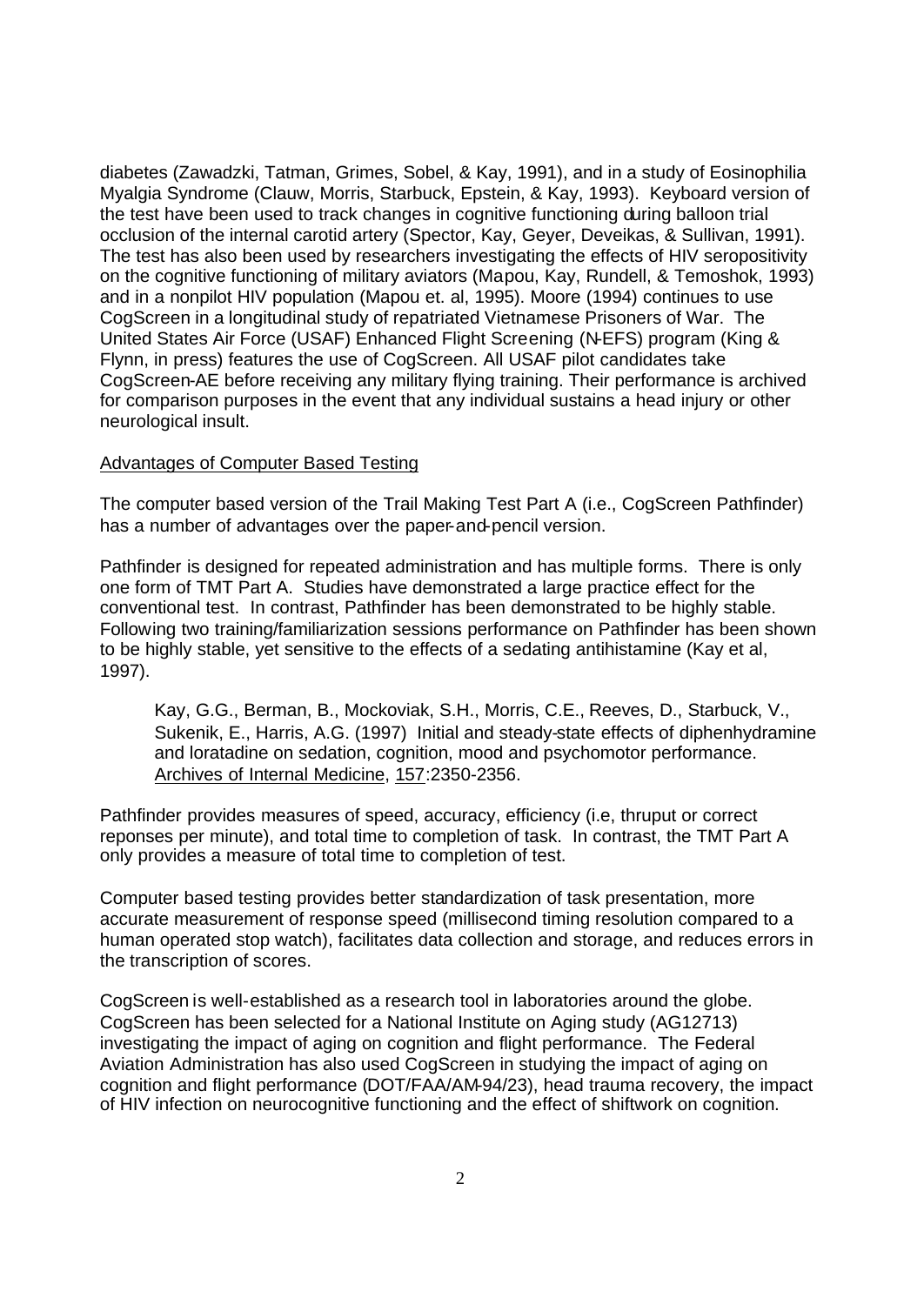diabetes (Zawadzki, Tatman, Grimes, Sobel, & Kay, 1991), and in a study of Eosinophilia Myalgia Syndrome (Clauw, Morris, Starbuck, Epstein, & Kay, 1993). Keyboard version of the test have been used to track changes in cognitive functioning during balloon trial occlusion of the internal carotid artery (Spector, Kay, Geyer, Deveikas, & Sullivan, 1991). The test has also been used by researchers investigating the effects of HIV seropositivity on the cognitive functioning of military aviators (Mapou, Kay, Rundell, & Temoshok, 1993) and in a nonpilot HIV population (Mapou et. al, 1995). Moore (1994) continues to use CogScreen in a longitudinal study of repatriated Vietnamese Prisoners of War. The United States Air Force (USAF) Enhanced Flight Screening (N-EFS) program (King & Flynn, in press) features the use of CogScreen. All USAF pilot candidates take CogScreen-AE before receiving any military flying training. Their performance is archived for comparison purposes in the event that any individual sustains a head injury or other neurological insult.

<u>Advantages of Computer Based Testing</u>

The computer based version of the Trail Making Test Part A (i.e., CogScreen Pathfinder) has a number of advantages over the paper-and-pencil version.

Pathfinder is designed for repeated administration and has multiple forms. There is only one form of TMT Part A. Studies have demonstrated a large practice effect for the conventional test. In contrast, Pathfinder has been demonstrated to be highly stable. Following two training/familiarization sessions performance on Pathfinder has been shown to be highly stable, yet sensitive to the effects of a sedating antihistamine (Kay et al, 1997).

> Kay, G.G., Berman, B., Mockoviak, S.H., Morris, C.E., Reeves, D., Starbuck, V., Sukenik, E., Harris, A.G. (1997) Initial and steady-state effects of diphenhydramine and loratadine on sedation, cognition, mood and psychomotor performance. <u>Archives of Internal Medicine</u>, <u>157</u>:2350-2356.

Pathfinder provides measures of speed, accuracy, efficiency (i.e, thruput or correct reponses per minute), and total time to completion of task. In contrast, the TMT Part A only provides a measure of total time to completion of test.

Computer based testing provides better standardization of task presentation, more accurate measurement of response speed (millisecond timing resolution compared to a human operated stop watch), facilitates data collection and storage, and reduces errors in the transcription of scores.

CogScreen is well-established as a research tool in laboratories around the globe. CogScreen has been selected for a National Institute on Aging study (AG12713) investigating the impact of aging on cognition and flight performance. The Federal Aviation Administration has also used CogScreen in studying the impact of aging on cognition and flight performance (DOT/FAA/AM-94/23), head trauma recovery, the impact of HIV infection on neurocognitive functioning and the effect of shiftwork on cognition.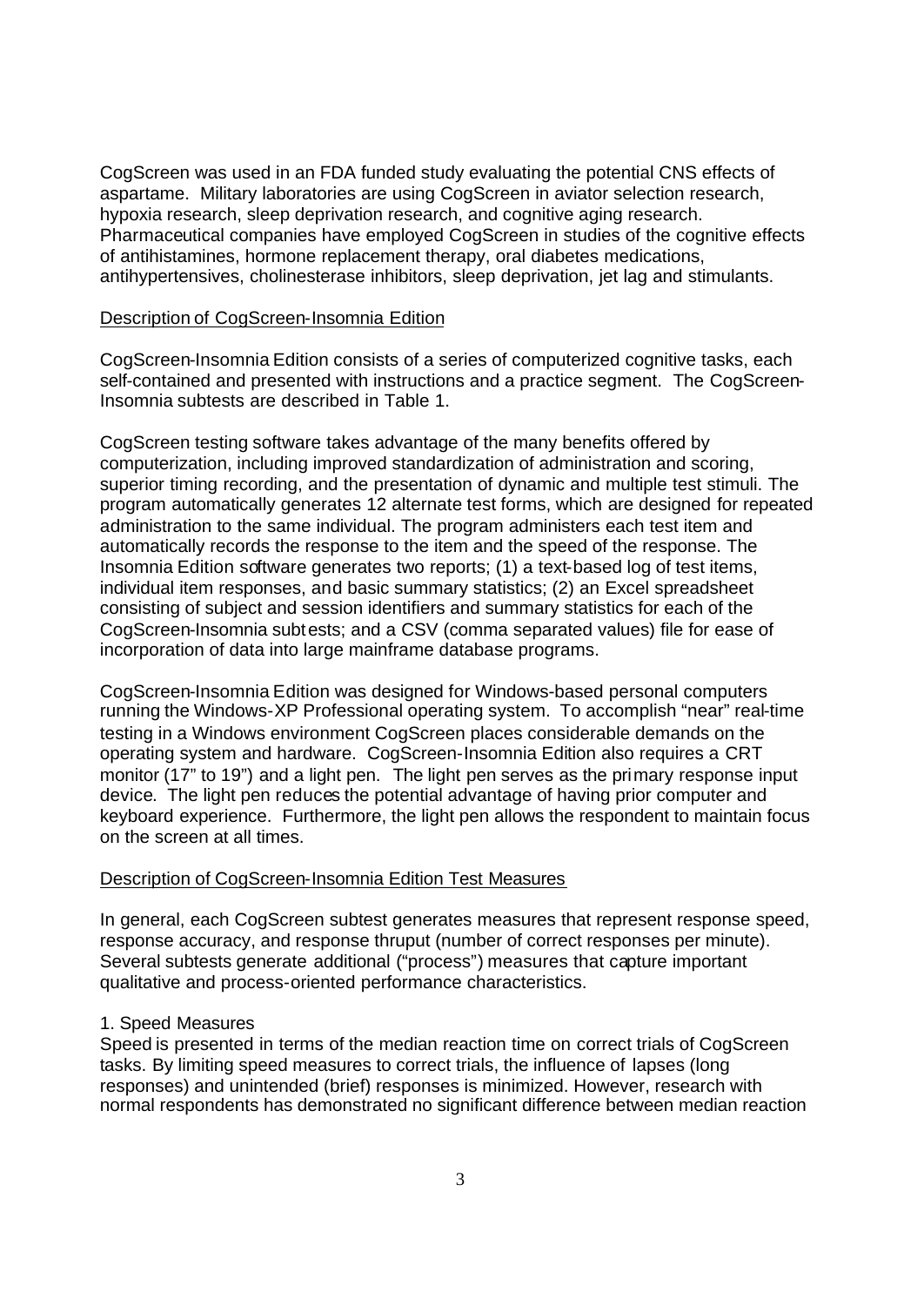CogScreen was used in an FDA funded study evaluating the potential CNS effects of aspartame. Military laboratories are using CogScreen in aviator selection research, hypoxia research, sleep deprivation research, and cognitive aging research. Pharmaceutical companies have employed CogScreen in studies of the cognitive effects of antihistamines, hormone replacement therapy, oral diabetes medications, antihypertensives, cholinesterase inhibitors, sleep deprivation, jet lag and stimulants.

## Description of CogScreen-Insomnia Edition

CogScreen-Insomnia Edition consists of a series of computerized cognitive tasks, each self-contained and presented with instructions and a practice segment. The CogScreen-Insomnia subtests are described in Table 1.

CogScreen testing software takes advantage of the many benefits offered by computerization, including improved standardization of administration and scoring, superior timing recording, and the presentation of dynamic and multiple test stimuli. The program automatically generates 12 alternate test forms, which are designed for repeated administration to the same individual. The program administers each test item and automatically records the response to the item and the speed of the response. The Insomnia Edition software generates two reports; (1) a text-based log of test items, individual item responses, and basic summary statistics; (2) an Excel spreadsheet consisting of subject and session identifiers and summary statistics for each of the CogScreen-Insomnia subtests; and a CSV (comma separated values) file for ease of incorporation of data into large mainframe database programs.

CogScreen-Insomnia Edition was designed for Windows-based personal computers running the Windows-XP Professional operating system. To accomplish "near" real-time testing in a Windows environment CogScreen places considerable demands on the operating system and hardware. CogScreen-Insomnia Edition also requires a CRT monitor (17" to 19") and a light pen. The light pen serves as the primary response input device. The light pen reduces the potential advantage of having prior computer and keyboard experience. Furthermore, the light pen allows the respondent to maintain focus on the screen at all times.

## Description of CogScreen-Insomnia Edition Test Measures

In general, each CogScreen subtest generates measures that represent response speed, response accuracy, and response thruput (number of correct responses per minute). Several subtests generate additional ("process") measures that capture important qualitative and process-oriented performance characteristics.

### 1. Speed Measures

Speed is presented in terms of the median reaction time on correct trials of CogScreen tasks. By limiting speed measures to correct trials, the influence of lapses (long responses) and unintended (brief) responses is minimized. However, research with normal respondents has demonstrated no significant difference between median reaction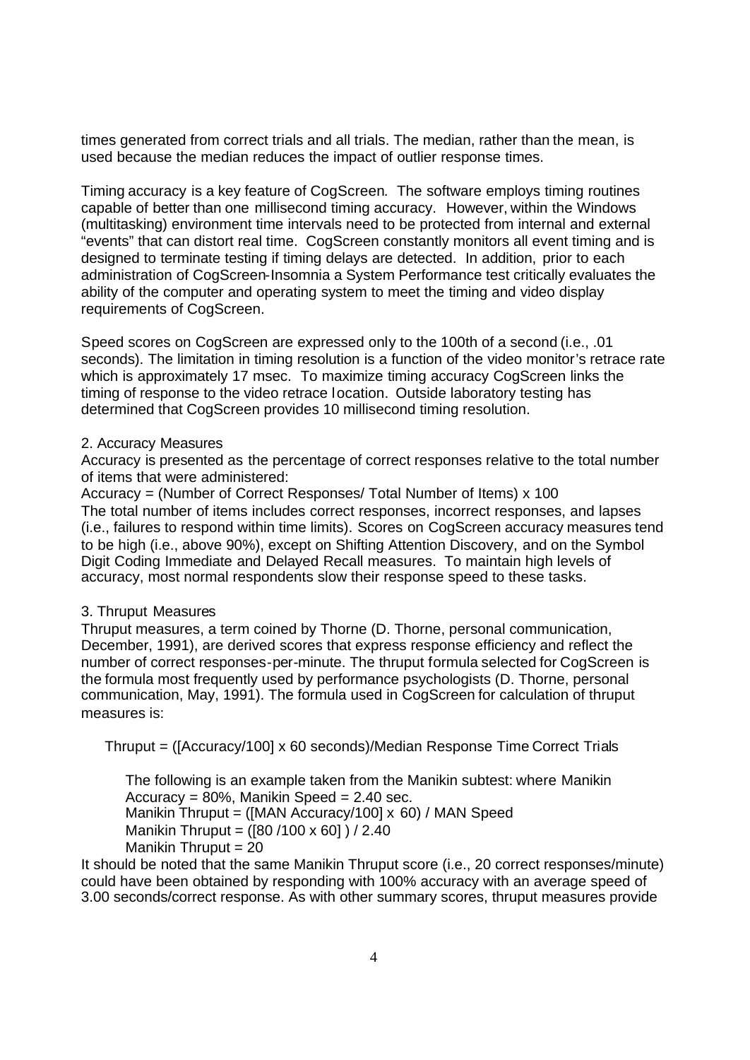times generated from correct trials and all trials. The median, rather than the mean, is used because the median reduces the impact of outlier response times.

Timing accuracy is a key feature of CogScreen. The software employs timing routines capable of better than one millisecond timing accuracy. However, within the Windows (multitasking) environment time intervals need to be protected from internal and external "events" that can distort real time. CogScreen constantly monitors all event timing and is designed to terminate testing if timing delays are detected. In addition, prior to each administration of CogScreen-Insomnia a System Performance test critically evaluates the ability of the computer and operating system to meet the timing and video display requirements of CogScreen.

Speed scores on CogScreen are expressed only to the 100th of a second (i.e., .01 seconds). The limitation in timing resolution is a function of the video monitor's retrace rate which is approximately 17 msec. To maximize timing accuracy CogScreen links the timing of response to the video retrace location. Outside laboratory testing has determined that CogScreen provides 10 millisecond timing resolution.

2. Accuracy Measures

Accuracy is presented as the percentage of correct responses relative to the total number of items that were administered:

Accuracy = (Number of Correct Responses/ Total Number of Items) x 100

The total number of items includes correct responses, incorrect responses, and lapses (i.e., failures to respond within time limits). Scores on CogScreen accuracy measures tend to be high (i.e., above 90%), except on Shifting Attention Discovery, and on the Symbol Digit Coding Immediate and Delayed Recall measures. To maintain high levels of accuracy, most normal respondents slow their response speed to these tasks.

3. Thruput Measures

Thruput measures, a term coined by Thorne (D. Thorne, personal communication, December, 1991), are derived scores that express response efficiency and reflect the number of correct responses-per-minute. The thruput formula selected for CogScreen is the formula most frequently used by performance psychologists (D. Thorne, personal communication, May, 1991). The formula used in CogScreen for calculation of thruput measures is:

Thruput = ([Accuracy/100] x 60 seconds)/Median Response Time Correct Trials

The following is an example taken from the Manikin subtest: where Manikin Accuracy = 80%, Manikin Speed = 2.40 sec.
Manikin Thruput = ([MAN Accuracy/100] x 60) / MAN Speed
Manikin Thruput = ([80 /100 x 60] ) / 2.40
Manikin Thruput = 20

It should be noted that the same Manikin Thruput score (i.e., 20 correct responses/minute) could have been obtained by responding with 100% accuracy with an average speed of 3.00 seconds/correct response. As with other summary scores, thruput measures provide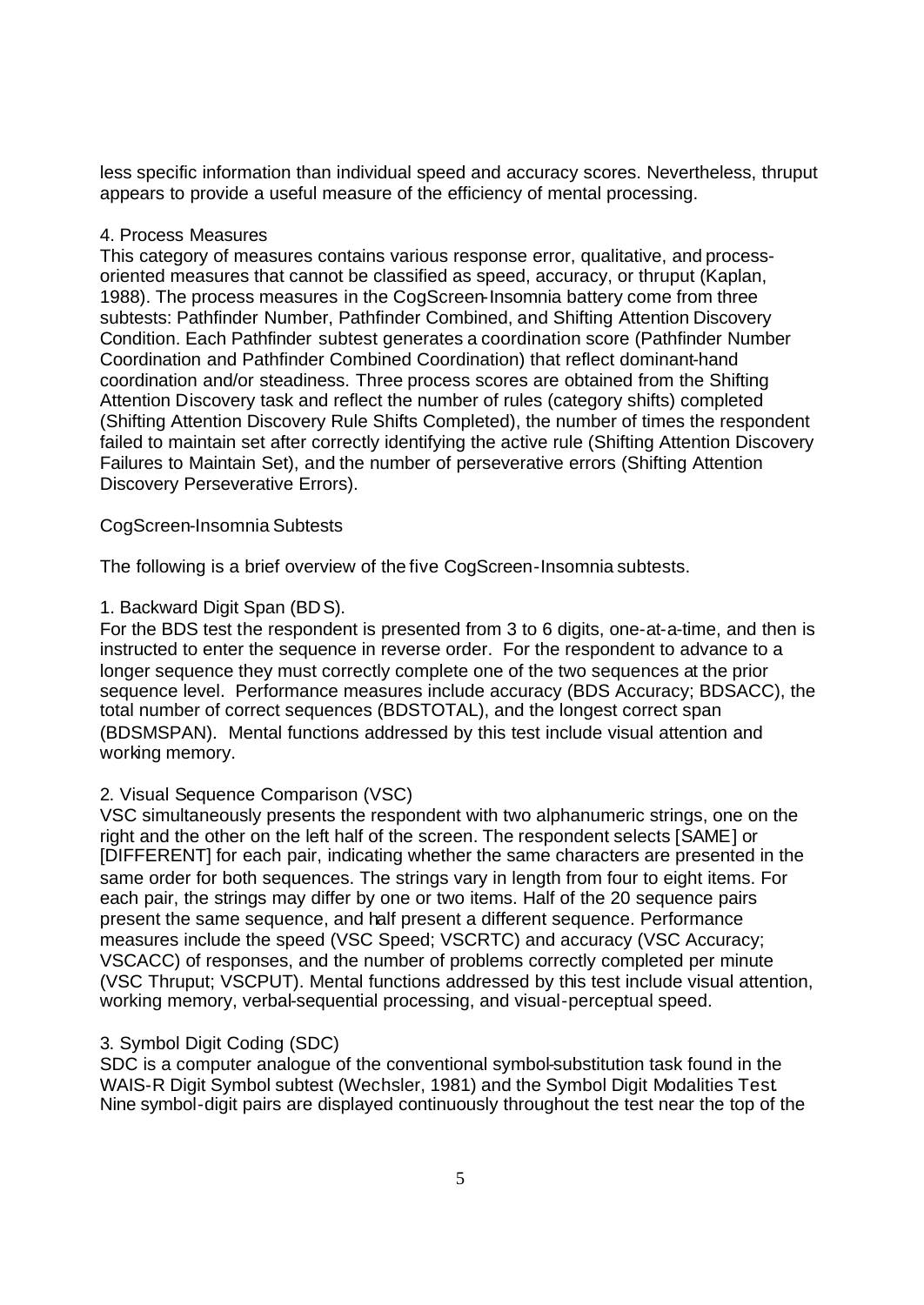less specific information than individual speed and accuracy scores. Nevertheless, thruput appears to provide a useful measure of the efficiency of mental processing.

4. Process Measures

This category of measures contains various response error, qualitative, and process-oriented measures that cannot be classified as speed, accuracy, or thruput (Kaplan, 1988). The process measures in the CogScreen-Insomnia battery come from three subtests: Pathfinder Number, Pathfinder Combined, and Shifting Attention Discovery Condition. Each Pathfinder subtest generates a coordination score (Pathfinder Number Coordination and Pathfinder Combined Coordination) that reflect dominant-hand coordination and/or steadiness. Three process scores are obtained from the Shifting Attention Discovery task and reflect the number of rules (category shifts) completed (Shifting Attention Discovery Rule Shifts Completed), the number of times the respondent failed to maintain set after correctly identifying the active rule (Shifting Attention Discovery Failures to Maintain Set), and the number of perseverative errors (Shifting Attention Discovery Perseverative Errors).

CogScreen-Insomnia Subtests

The following is a brief overview of the five CogScreen-Insomnia subtests.

1. Backward Digit Span (BDS).

For the BDS test the respondent is presented from 3 to 6 digits, one-at-a-time, and then is instructed to enter the sequence in reverse order. For the respondent to advance to a longer sequence they must correctly complete one of the two sequences at the prior sequence level. Performance measures include accuracy (BDS Accuracy; BDSACC), the total number of correct sequences (BDSTOTAL), and the longest correct span (BDSMSPAN). Mental functions addressed by this test include visual attention and working memory.

2. Visual Sequence Comparison (VSC)

VSC simultaneously presents the respondent with two alphanumeric strings, one on the right and the other on the left half of the screen. The respondent selects [SAME] or [DIFFERENT] for each pair, indicating whether the same characters are presented in the same order for both sequences. The strings vary in length from four to eight items. For each pair, the strings may differ by one or two items. Half of the 20 sequence pairs present the same sequence, and half present a different sequence. Performance measures include the speed (VSC Speed; VSCRTC) and accuracy (VSC Accuracy; VSCACC) of responses, and the number of problems correctly completed per minute (VSC Thruput; VSCPUT). Mental functions addressed by this test include visual attention, working memory, verbal-sequential processing, and visual-perceptual speed.

3. Symbol Digit Coding (SDC)

SDC is a computer analogue of the conventional symbol-substitution task found in the WAIS-R Digit Symbol subtest (Wechsler, 1981) and the Symbol Digit Modalities Test. Nine symbol-digit pairs are displayed continuously throughout the test near the top of the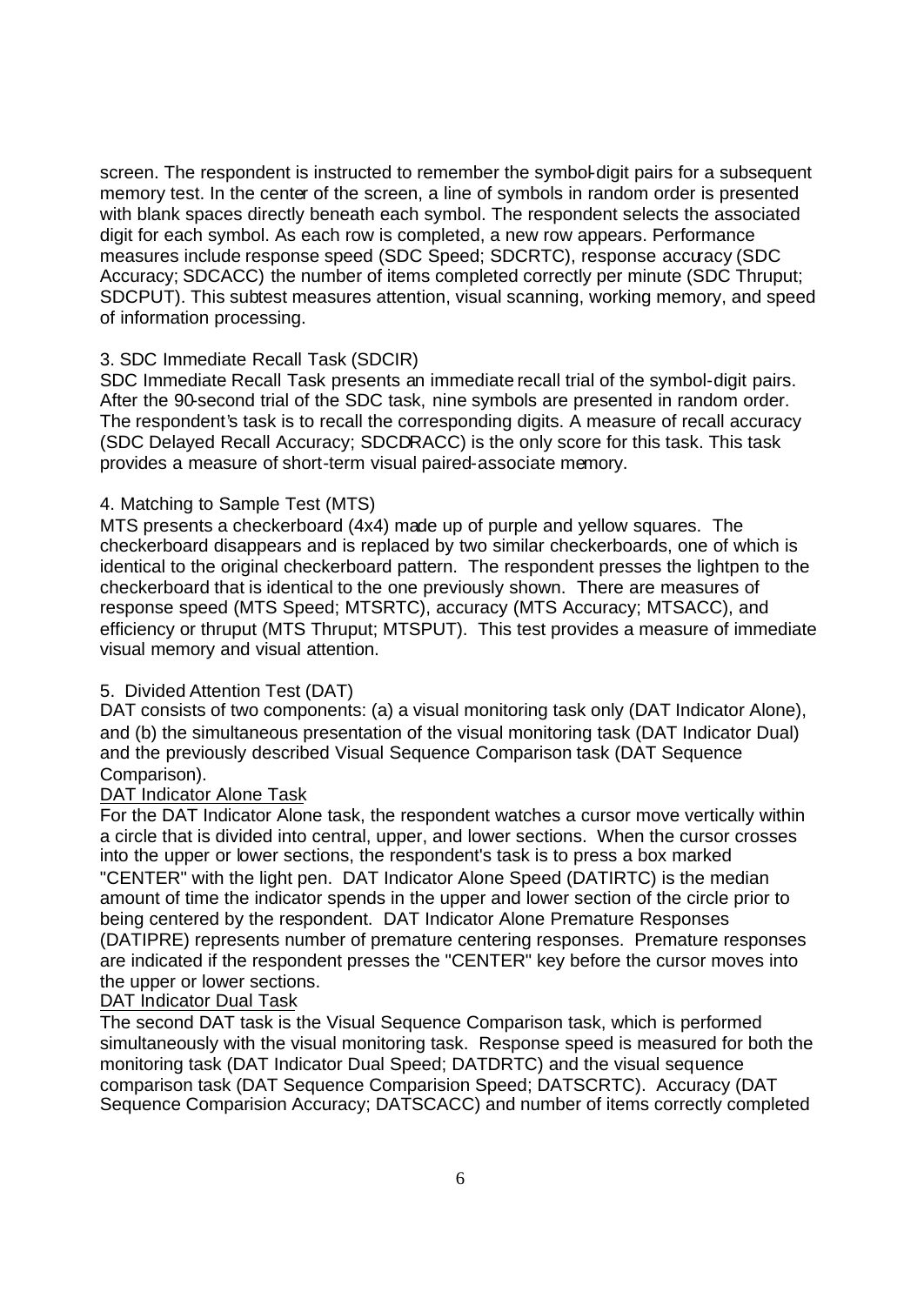screen. The respondent is instructed to remember the symbol-digit pairs for a subsequent memory test. In the center of the screen, a line of symbols in random order is presented with blank spaces directly beneath each symbol. The respondent selects the associated digit for each symbol. As each row is completed, a new row appears. Performance measures include response speed (SDC Speed; SDCRTC), response accuracy (SDC Accuracy; SDCACC) the number of items completed correctly per minute (SDC Thruput; SDCPUT). This subtest measures attention, visual scanning, working memory, and speed of information processing.

3. SDC Immediate Recall Task (SDCIR)
SDC Immediate Recall Task presents an immediate recall trial of the symbol-digit pairs. After the 90-second trial of the SDC task, nine symbols are presented in random order. The respondent's task is to recall the corresponding digits. A measure of recall accuracy (SDC Delayed Recall Accuracy; SDCDRACC) is the only score for this task. This task provides a measure of short-term visual paired-associate memory.

4. Matching to Sample Test (MTS)
MTS presents a checkerboard (4x4) made up of purple and yellow squares. The checkerboard disappears and is replaced by two similar checkerboards, one of which is identical to the original checkerboard pattern. The respondent presses the lightpen to the checkerboard that is identical to the one previously shown. There are measures of response speed (MTS Speed; MTSRTC), accuracy (MTS Accuracy; MTSACC), and efficiency or thruput (MTS Thruput; MTSPUT). This test provides a measure of immediate visual memory and visual attention.

5. Divided Attention Test (DAT)
DAT consists of two components: (a) a visual monitoring task only (DAT Indicator Alone), and (b) the simultaneous presentation of the visual monitoring task (DAT Indicator Dual) and the previously described Visual Sequence Comparison task (DAT Sequence Comparison).

<u>DAT Indicator Alone Task</u>
For the DAT Indicator Alone task, the respondent watches a cursor move vertically within a circle that is divided into central, upper, and lower sections. When the cursor crosses into the upper or lower sections, the respondent's task is to press a box marked "CENTER" with the light pen. DAT Indicator Alone Speed (DATIRTC) is the median amount of time the indicator spends in the upper and lower section of the circle prior to being centered by the respondent. DAT Indicator Alone Premature Responses (DATIPRE) represents number of premature centering responses. Premature responses are indicated if the respondent presses the "CENTER" key before the cursor moves into the upper or lower sections.

<u>DAT Indicator Dual Task</u>
The second DAT task is the Visual Sequence Comparison task, which is performed simultaneously with the visual monitoring task. Response speed is measured for both the monitoring task (DAT Indicator Dual Speed; DATDRTC) and the visual sequence comparison task (DAT Sequence Comparision Speed; DATSCRTC). Accuracy (DAT Sequence Comparision Accuracy; DATSCACC) and number of items correctly completed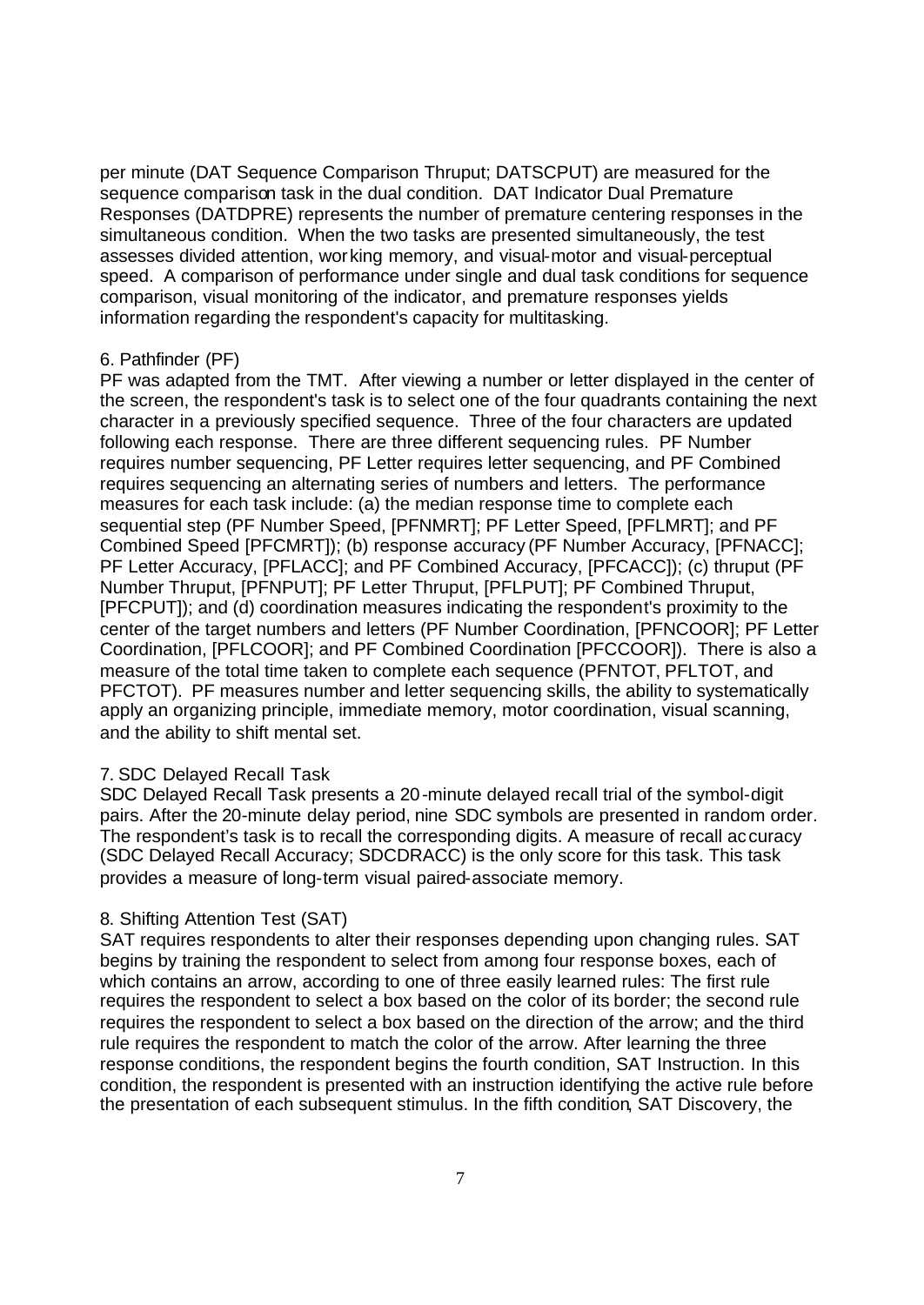per minute (DAT Sequence Comparison Thruput; DATSCPUT) are measured for the sequence comparison task in the dual condition. DAT Indicator Dual Premature Responses (DATDPRE) represents the number of premature centering responses in the simultaneous condition. When the two tasks are presented simultaneously, the test assesses divided attention, working memory, and visual-motor and visual-perceptual speed. A comparison of performance under single and dual task conditions for sequence comparison, visual monitoring of the indicator, and premature responses yields information regarding the respondent's capacity for multitasking.

6. Pathfinder (PF)

PF was adapted from the TMT. After viewing a number or letter displayed in the center of the screen, the respondent's task is to select one of the four quadrants containing the next character in a previously specified sequence. Three of the four characters are updated following each response. There are three different sequencing rules. PF Number requires number sequencing, PF Letter requires letter sequencing, and PF Combined requires sequencing an alternating series of numbers and letters. The performance measures for each task include: (a) the median response time to complete each sequential step (PF Number Speed, [PFNMRT]; PF Letter Speed, [PFLMRT]; and PF Combined Speed [PFCMRT]); (b) response accuracy (PF Number Accuracy, [PFNACC]; PF Letter Accuracy, [PFLACC]; and PF Combined Accuracy, [PFCACC]); (c) thruput (PF Number Thruput, [PFNPUT]; PF Letter Thruput, [PFLPUT]; PF Combined Thruput, [PFCPUT]); and (d) coordination measures indicating the respondent's proximity to the center of the target numbers and letters (PF Number Coordination, [PFNCOOR]; PF Letter Coordination, [PFLCOOR]; and PF Combined Coordination [PFCCOOR]). There is also a measure of the total time taken to complete each sequence (PFNTOT, PFLTOT, and PFCTOT). PF measures number and letter sequencing skills, the ability to systematically apply an organizing principle, immediate memory, motor coordination, visual scanning, and the ability to shift mental set.

7. SDC Delayed Recall Task

SDC Delayed Recall Task presents a 20-minute delayed recall trial of the symbol-digit pairs. After the 20-minute delay period, nine SDC symbols are presented in random order. The respondent's task is to recall the corresponding digits. A measure of recall accuracy (SDC Delayed Recall Accuracy; SDCDRACC) is the only score for this task. This task provides a measure of long-term visual paired-associate memory.

8. Shifting Attention Test (SAT)

SAT requires respondents to alter their responses depending upon changing rules. SAT begins by training the respondent to select from among four response boxes, each of which contains an arrow, according to one of three easily learned rules: The first rule requires the respondent to select a box based on the color of its border; the second rule requires the respondent to select a box based on the direction of the arrow; and the third rule requires the respondent to match the color of the arrow. After learning the three response conditions, the respondent begins the fourth condition, SAT Instruction. In this condition, the respondent is presented with an instruction identifying the active rule before the presentation of each subsequent stimulus. In the fifth condition, SAT Discovery, the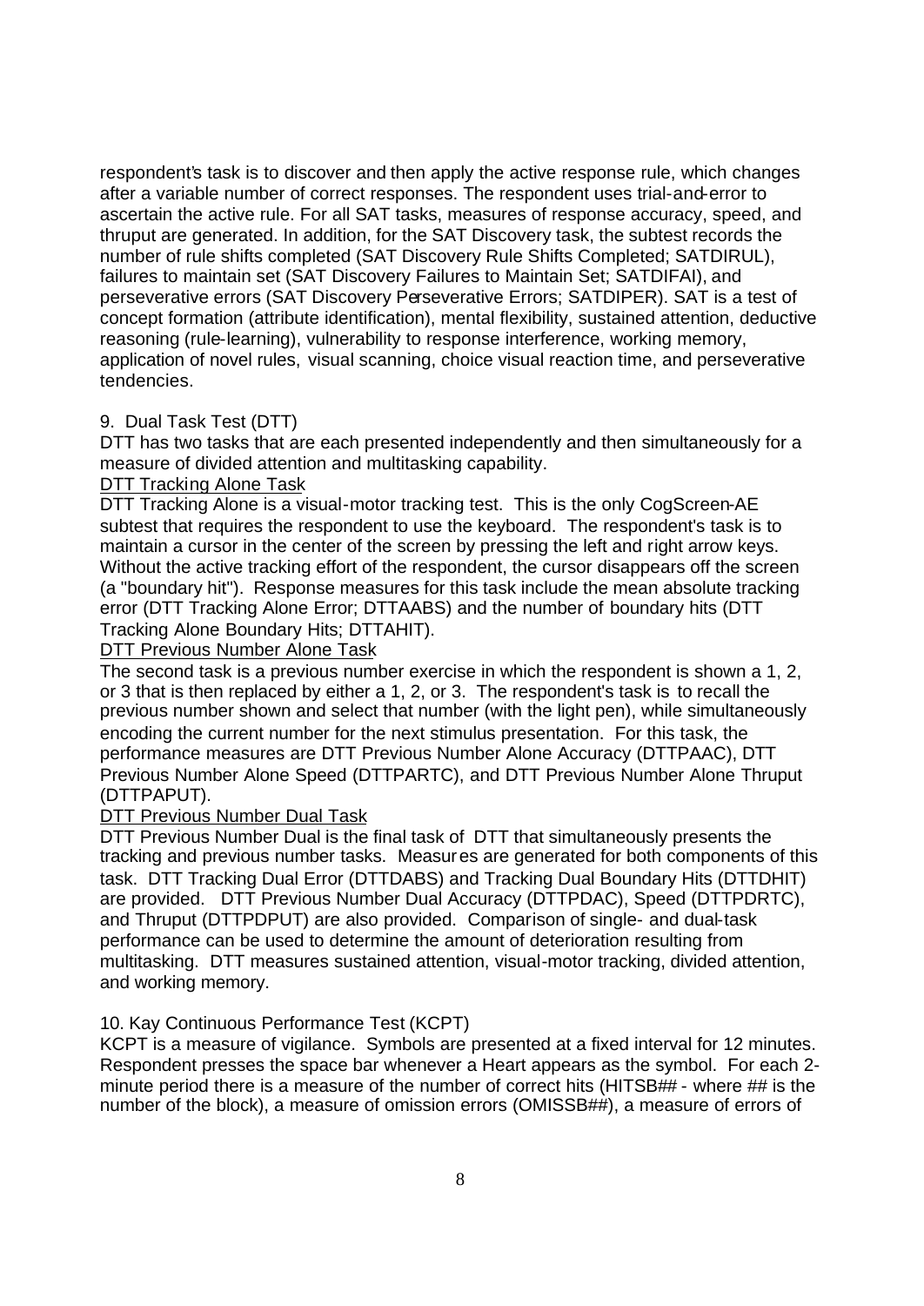respondent's task is to discover and then apply the active response rule, which changes after a variable number of correct responses. The respondent uses trial-and-error to ascertain the active rule. For all SAT tasks, measures of response accuracy, speed, and thruput are generated. In addition, for the SAT Discovery task, the subtest records the number of rule shifts completed (SAT Discovery Rule Shifts Completed; SATDIRUL), failures to maintain set (SAT Discovery Failures to Maintain Set; SATDIFAI), and perseverative errors (SAT Discovery Perseverative Errors; SATDIPER). SAT is a test of concept formation (attribute identification), mental flexibility, sustained attention, deductive reasoning (rule-learning), vulnerability to response interference, working memory, application of novel rules, visual scanning, choice visual reaction time, and perseverative tendencies.

9. Dual Task Test (DTT)

DTT has two tasks that are each presented independently and then simultaneously for a measure of divided attention and multitasking capability.

<u>DTT Tracking Alone Task</u>

DTT Tracking Alone is a visual-motor tracking test. This is the only CogScreen-AE subtest that requires the respondent to use the keyboard. The respondent's task is to maintain a cursor in the center of the screen by pressing the left and right arrow keys. Without the active tracking effort of the respondent, the cursor disappears off the screen (a "boundary hit"). Response measures for this task include the mean absolute tracking error (DTT Tracking Alone Error; DTTAABS) and the number of boundary hits (DTT Tracking Alone Boundary Hits; DTTAHIT).

<u>DTT Previous Number Alone Task</u>

The second task is a previous number exercise in which the respondent is shown a 1, 2, or 3 that is then replaced by either a 1, 2, or 3. The respondent's task is to recall the previous number shown and select that number (with the light pen), while simultaneously encoding the current number for the next stimulus presentation. For this task, the performance measures are DTT Previous Number Alone Accuracy (DTTPAAC), DTT Previous Number Alone Speed (DTTPARTC), and DTT Previous Number Alone Thruput (DTTPAPUT).

<u>DTT Previous Number Dual Task</u>

DTT Previous Number Dual is the final task of DTT that simultaneously presents the tracking and previous number tasks. Measures are generated for both components of this task. DTT Tracking Dual Error (DTTDABS) and Tracking Dual Boundary Hits (DTTDHIT) are provided. DTT Previous Number Dual Accuracy (DTTPDAC), Speed (DTTPDRTC), and Thruput (DTTPDPUT) are also provided. Comparison of single- and dual-task performance can be used to determine the amount of deterioration resulting from multitasking. DTT measures sustained attention, visual-motor tracking, divided attention, and working memory.

10. Kay Continuous Performance Test (KCPT)

KCPT is a measure of vigilance. Symbols are presented at a fixed interval for 12 minutes. Respondent presses the space bar whenever a Heart appears as the symbol. For each 2-minute period there is a measure of the number of correct hits (HITSB## - where ## is the number of the block), a measure of omission errors (OMISSB##), a measure of errors of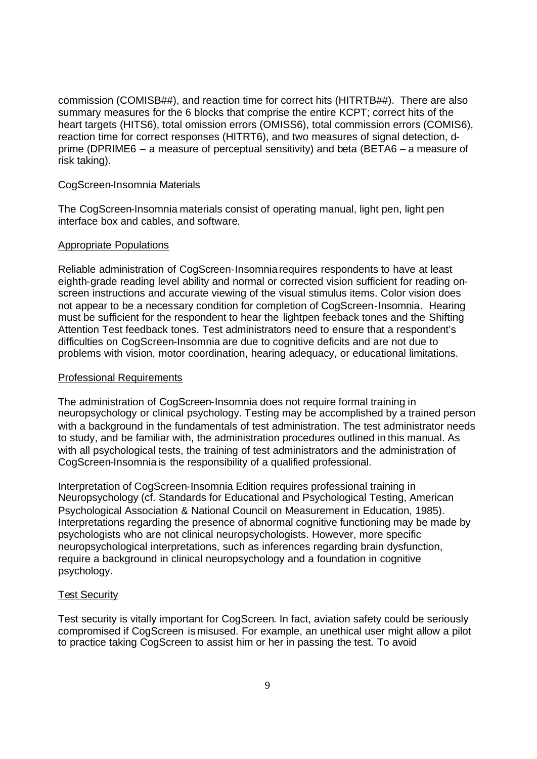commission (COMISB##), and reaction time for correct hits (HITRTB##). There are also summary measures for the 6 blocks that comprise the entire KCPT; correct hits of the heart targets (HITS6), total omission errors (OMISS6), total commission errors (COMIS6), reaction time for correct responses (HITRT6), and two measures of signal detection, d-prime (DPRIME6 – a measure of perceptual sensitivity) and beta (BETA6 – a measure of risk taking).

<u>CogScreen-Insomnia Materials</u>

The CogScreen-Insomnia materials consist of operating manual, light pen, light pen interface box and cables, and software.

<u>Appropriate Populations</u>

Reliable administration of CogScreen-Insomnia requires respondents to have at least eighth-grade reading level ability and normal or corrected vision sufficient for reading on-screen instructions and accurate viewing of the visual stimulus items. Color vision does not appear to be a necessary condition for completion of CogScreen-Insomnia. Hearing must be sufficient for the respondent to hear the lightpen feeback tones and the Shifting Attention Test feedback tones. Test administrators need to ensure that a respondent's difficulties on CogScreen-Insomnia are due to cognitive deficits and are not due to problems with vision, motor coordination, hearing adequacy, or educational limitations.

<u>Professional Requirements</u>

The administration of CogScreen-Insomnia does not require formal training in neuropsychology or clinical psychology. Testing may be accomplished by a trained person with a background in the fundamentals of test administration. The test administrator needs to study, and be familiar with, the administration procedures outlined in this manual. As with all psychological tests, the training of test administrators and the administration of CogScreen-Insomnia is the responsibility of a qualified professional.

Interpretation of CogScreen-Insomnia Edition requires professional training in Neuropsychology (cf. Standards for Educational and Psychological Testing, American Psychological Association & National Council on Measurement in Education, 1985). Interpretations regarding the presence of abnormal cognitive functioning may be made by psychologists who are not clinical neuropsychologists. However, more specific neuropsychological interpretations, such as inferences regarding brain dysfunction, require a background in clinical neuropsychology and a foundation in cognitive psychology.

<u>Test Security</u>

Test security is vitally important for CogScreen. In fact, aviation safety could be seriously compromised if CogScreen is misused. For example, an unethical user might allow a pilot to practice taking CogScreen to assist him or her in passing the test. To avoid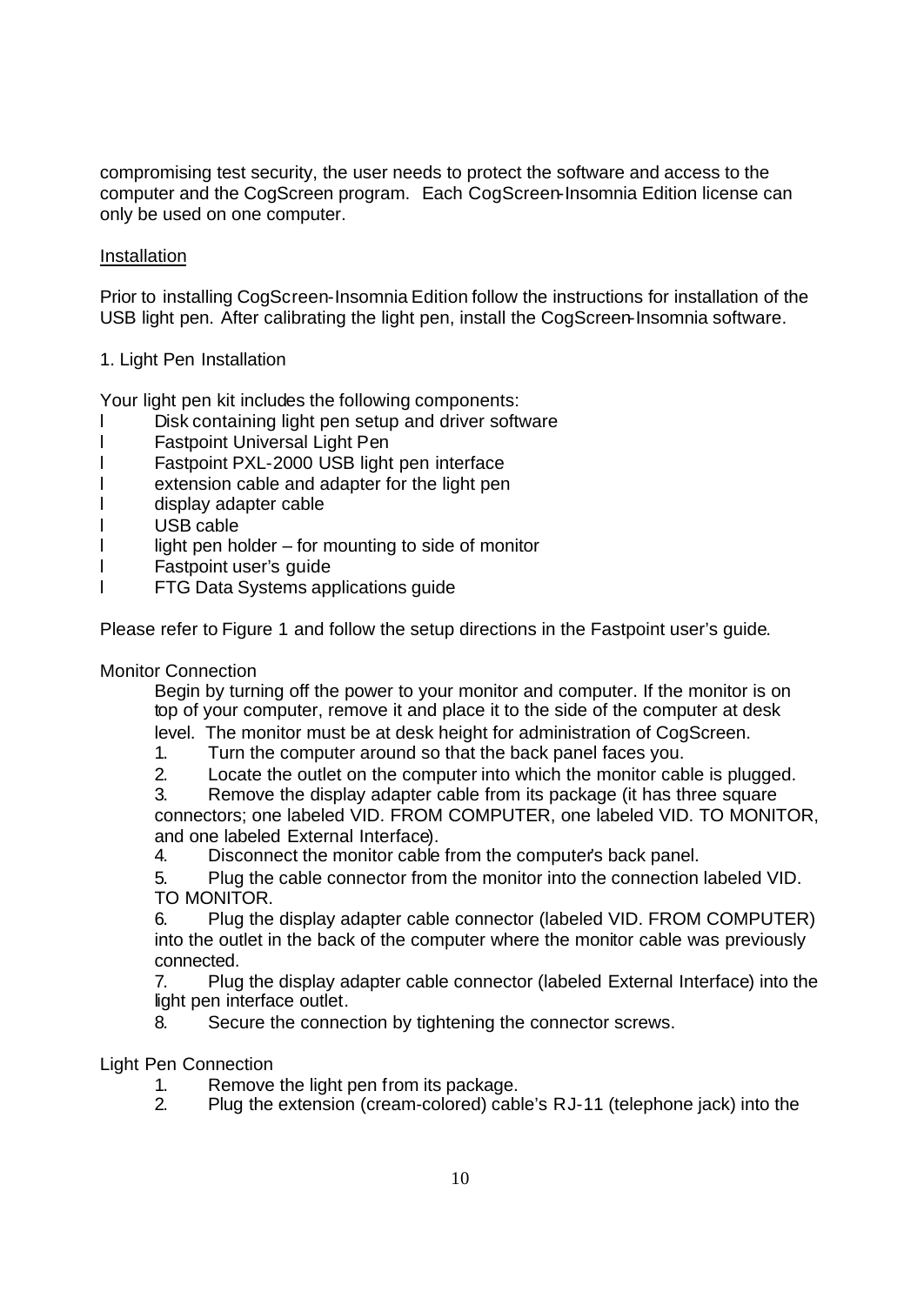compromising test security, the user needs to protect the software and access to the computer and the CogScreen program. Each CogScreen-Insomnia Edition license can only be used on one computer.

## Installation

Prior to installing CogScreen-Insomnia Edition follow the instructions for installation of the USB light pen. After calibrating the light pen, install the CogScreen-Insomnia software.

### 1. Light Pen Installation

Your light pen kit includes the following components:

- Disk containing light pen setup and driver software
- Fastpoint Universal Light Pen
- Fastpoint PXL-2000 USB light pen interface
- extension cable and adapter for the light pen
- display adapter cable
- USB cable
- light pen holder – for mounting to side of monitor
- Fastpoint user's guide
- FTG Data Systems applications guide

Please refer to Figure 1 and follow the setup directions in the Fastpoint user's guide.

#### Monitor Connection

Begin by turning off the power to your monitor and computer. If the monitor is on top of your computer, remove it and place it to the side of the computer at desk level. The monitor must be at desk height for administration of CogScreen.

1. Turn the computer around so that the back panel faces you.
2. Locate the outlet on the computer into which the monitor cable is plugged.
3. Remove the display adapter cable from its package (it has three square connectors; one labeled VID. FROM COMPUTER, one labeled VID. TO MONITOR, and one labeled External Interface).
4. Disconnect the monitor cable from the computer's back panel.
5. Plug the cable connector from the monitor into the connection labeled VID. TO MONITOR.
6. Plug the display adapter cable connector (labeled VID. FROM COMPUTER) into the outlet in the back of the computer where the monitor cable was previously connected.
7. Plug the display adapter cable connector (labeled External Interface) into the light pen interface outlet.
8. Secure the connection by tightening the connector screws.

#### Light Pen Connection

1. Remove the light pen from its package.
2. Plug the extension (cream-colored) cable's RJ-11 (telephone jack) into the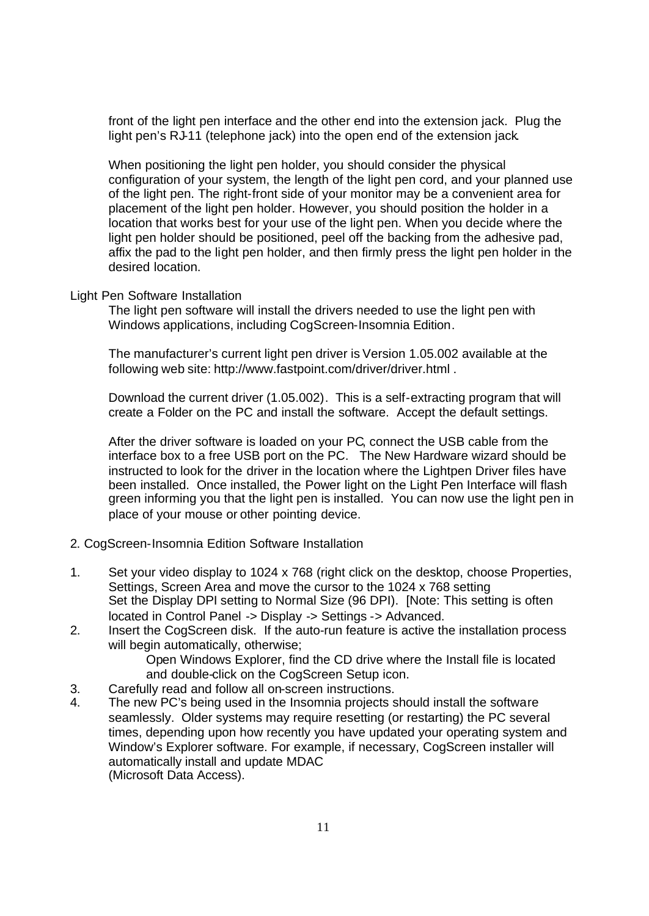front of the light pen interface and the other end into the extension jack. Plug the light pen's RJ-11 (telephone jack) into the open end of the extension jack.

When positioning the light pen holder, you should consider the physical configuration of your system, the length of the light pen cord, and your planned use of the light pen. The right-front side of your monitor may be a convenient area for placement of the light pen holder. However, you should position the holder in a location that works best for your use of the light pen. When you decide where the light pen holder should be positioned, peel off the backing from the adhesive pad, affix the pad to the light pen holder, and then firmly press the light pen holder in the desired location.

Light Pen Software Installation

The light pen software will install the drivers needed to use the light pen with Windows applications, including CogScreen-Insomnia Edition.

The manufacturer's current light pen driver is Version 1.05.002 available at the following web site: http://www.fastpoint.com/driver/driver.html .

Download the current driver (1.05.002). This is a self-extracting program that will create a Folder on the PC and install the software. Accept the default settings.

After the driver software is loaded on your PC, connect the USB cable from the interface box to a free USB port on the PC. The New Hardware wizard should be instructed to look for the driver in the location where the Lightpen Driver files have been installed. Once installed, the Power light on the Light Pen Interface will flash green informing you that the light pen is installed. You can now use the light pen in place of your mouse or other pointing device.

2. CogScreen-Insomnia Edition Software Installation

1. Set your video display to 1024 x 768 (right click on the desktop, choose Properties, Settings, Screen Area and move the cursor to the 1024 x 768 setting
   Set the Display DPI setting to Normal Size (96 DPI). [Note: This setting is often located in Control Panel -> Display -> Settings -> Advanced.
2. Insert the CogScreen disk. If the auto-run feature is active the installation process will begin automatically, otherwise;
   Open Windows Explorer, find the CD drive where the Install file is located and double-click on the CogScreen Setup icon.
3. Carefully read and follow all on-screen instructions.
4. The new PC's being used in the Insomnia projects should install the software seamlessly. Older systems may require resetting (or restarting) the PC several times, depending upon how recently you have updated your operating system and Window's Explorer software. For example, if necessary, CogScreen installer will automatically install and update MDAC
   (Microsoft Data Access).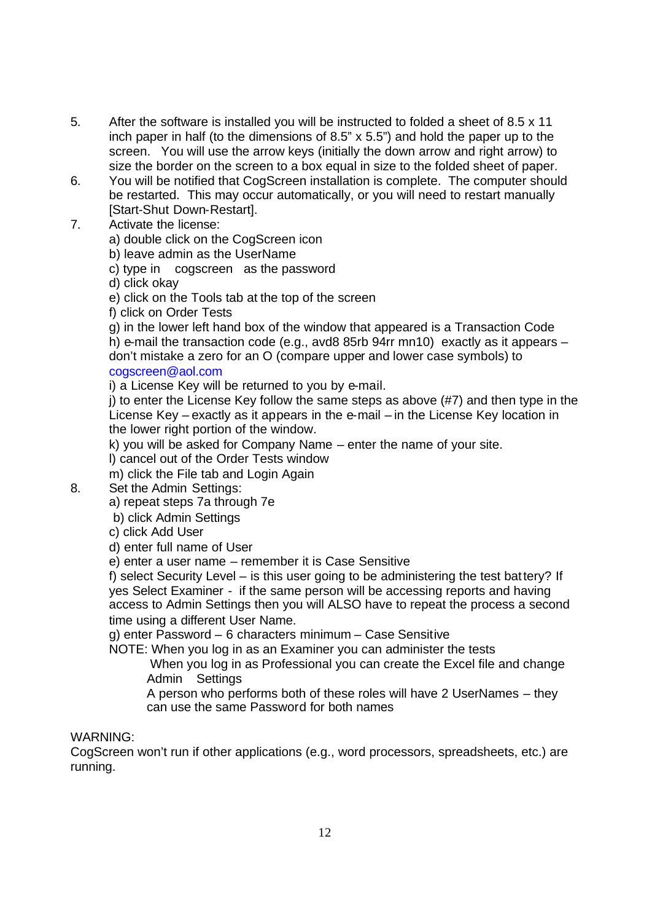5. After the software is installed you will be instructed to folded a sheet of 8.5 x 11 inch paper in half (to the dimensions of 8.5" x 5.5") and hold the paper up to the screen. You will use the arrow keys (initially the down arrow and right arrow) to size the border on the screen to a box equal in size to the folded sheet of paper.
6. You will be notified that CogScreen installation is complete. The computer should be restarted. This may occur automatically, or you will need to restart manually [Start-Shut Down-Restart].
7. Activate the license:
   a) double click on the CogScreen icon
   b) leave admin as the UserName
   c) type in cogscreen as the password
   d) click okay
   e) click on the Tools tab at the top of the screen
   f) click on Order Tests
   g) in the lower left hand box of the window that appeared is a Transaction Code
   h) e-mail the transaction code (e.g., avd8 85rb 94rr mn10) exactly as it appears – don't mistake a zero for an O (compare upper and lower case symbols) to cogscreen@aol.com
   i) a License Key will be returned to you by e-mail.
   j) to enter the License Key follow the same steps as above (#7) and then type in the License Key – exactly as it appears in the e-mail – in the License Key location in the lower right portion of the window.
   k) you will be asked for Company Name – enter the name of your site.
   l) cancel out of the Order Tests window
   m) click the File tab and Login Again
8. Set the Admin Settings:
   a) repeat steps 7a through 7e
   b) click Admin Settings
   c) click Add User
   d) enter full name of User
   e) enter a user name – remember it is Case Sensitive
   f) select Security Level – is this user going to be administering the test battery? If yes Select Examiner - if the same person will be accessing reports and having access to Admin Settings then you will ALSO have to repeat the process a second time using a different User Name.
   g) enter Password – 6 characters minimum – Case Sensitive

   NOTE: When you log in as an Examiner you can administer the tests

   When you log in as Professional you can create the Excel file and change Admin Settings

   A person who performs both of these roles will have 2 UserNames – they can use the same Password for both names

WARNING:
CogScreen won't run if other applications (e.g., word processors, spreadsheets, etc.) are running.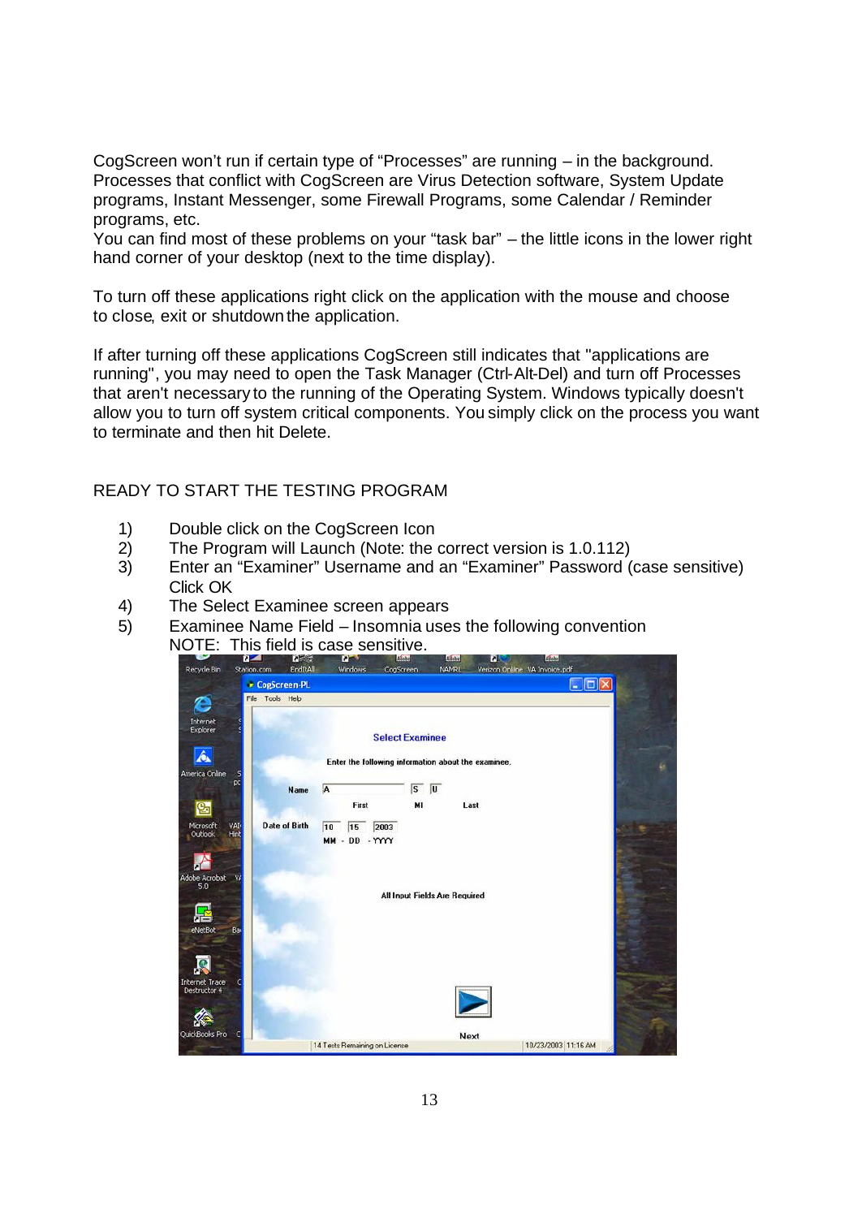CogScreen won't run if certain type of "Processes" are running – in the background. Processes that conflict with CogScreen are Virus Detection software, System Update programs, Instant Messenger, some Firewall Programs, some Calendar / Reminder programs, etc.
You can find most of these problems on your "task bar" – the little icons in the lower right hand corner of your desktop (next to the time display).

To turn off these applications right click on the application with the mouse and choose to close, exit or shutdown the application.

If after turning off these applications CogScreen still indicates that "applications are running", you may need to open the Task Manager (Ctrl-Alt-Del) and turn off Processes that aren't necessary to the running of the Operating System. Windows typically doesn't allow you to turn off system critical components. You simply click on the process you want to terminate and then hit Delete.

READY TO START THE TESTING PROGRAM

1) Double click on the CogScreen Icon
2) The Program will Launch (Note: the correct version is 1.0.112)
3) Enter an "Examiner" Username and an "Examiner" Password (case sensitive) Click OK
4) The Select Examinee screen appears
5) Examinee Name Field – Insomnia uses the following convention
   NOTE: This field is case sensitive.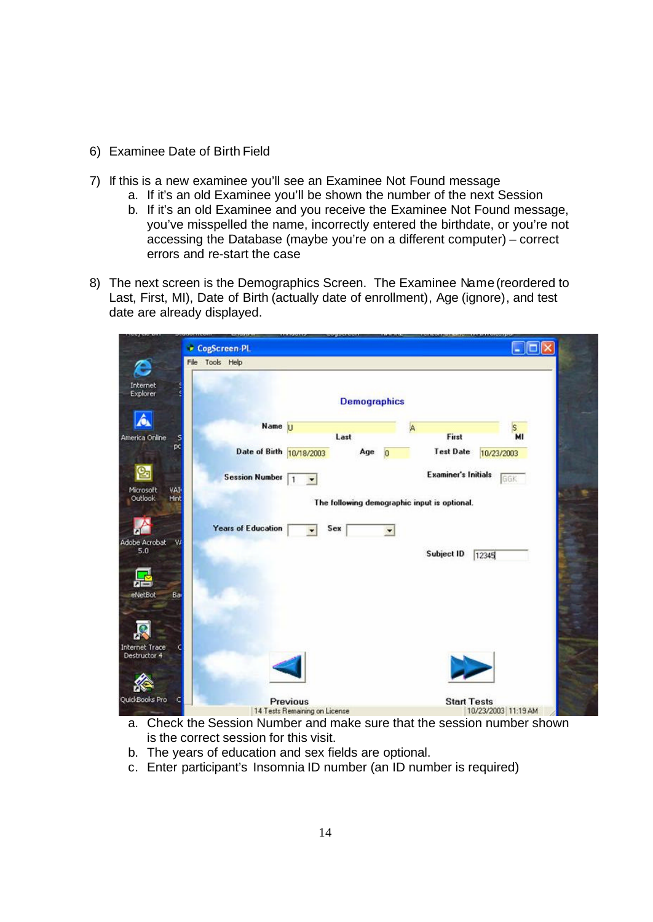6) Examinee Date of Birth Field

7) If this is a new examinee you'll see an Examinee Not Found message
   a. If it's an old Examinee you'll be shown the number of the next Session
   b. If it's an old Examinee and you receive the Examinee Not Found message, you've misspelled the name, incorrectly entered the birthdate, or you're not accessing the Database (maybe you're on a different computer) – correct errors and re-start the case

8) The next screen is the Demographics Screen. The Examinee Name (reordered to Last, First, MI), Date of Birth (actually date of enrollment), Age (ignore), and test date are already displayed.

   a. Check the Session Number and make sure that the session number shown is the correct session for this visit.
   b. The years of education and sex fields are optional.
   c. Enter participant's Insomnia ID number (an ID number is required)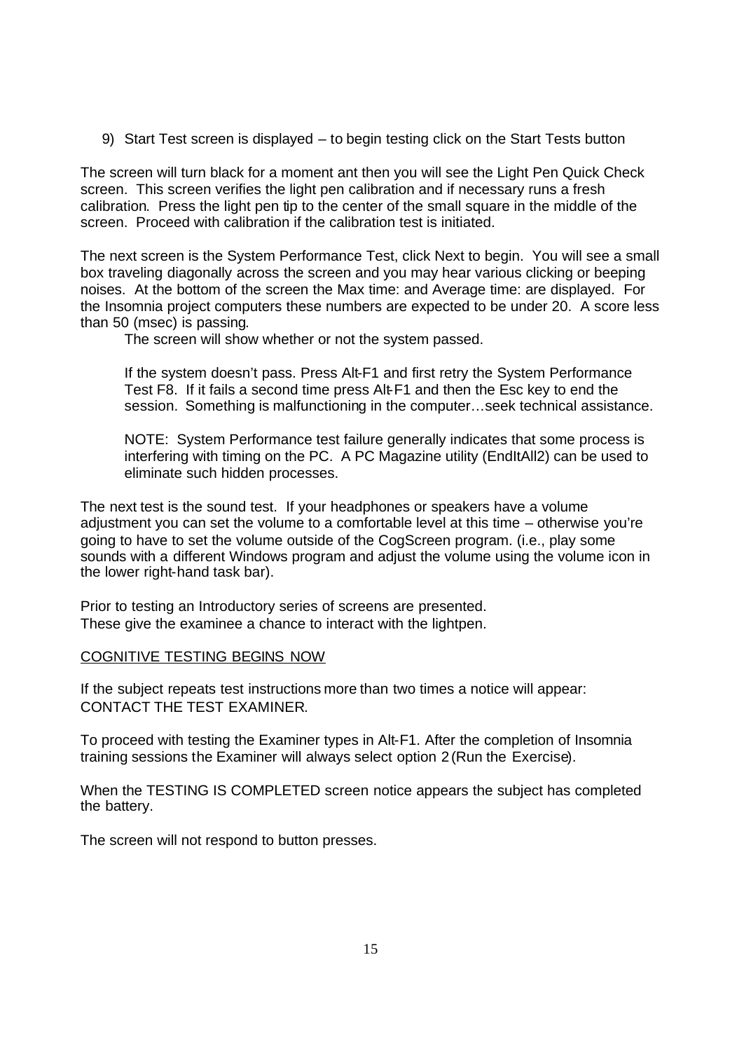9) Start Test screen is displayed – to begin testing click on the Start Tests button

The screen will turn black for a moment ant then you will see the Light Pen Quick Check screen. This screen verifies the light pen calibration and if necessary runs a fresh calibration. Press the light pen tip to the center of the small square in the middle of the screen. Proceed with calibration if the calibration test is initiated.

The next screen is the System Performance Test, click Next to begin. You will see a small box traveling diagonally across the screen and you may hear various clicking or beeping noises. At the bottom of the screen the Max time: and Average time: are displayed. For the Insomnia project computers these numbers are expected to be under 20. A score less than 50 (msec) is passing.

> The screen will show whether or not the system passed.
>
> If the system doesn't pass. Press Alt-F1 and first retry the System Performance Test F8. If it fails a second time press Alt-F1 and then the Esc key to end the session. Something is malfunctioning in the computer…seek technical assistance.
>
> NOTE: System Performance test failure generally indicates that some process is interfering with timing on the PC. A PC Magazine utility (EndItAll2) can be used to eliminate such hidden processes.

The next test is the sound test. If your headphones or speakers have a volume adjustment you can set the volume to a comfortable level at this time – otherwise you're going to have to set the volume outside of the CogScreen program. (i.e., play some sounds with a different Windows program and adjust the volume using the volume icon in the lower right-hand task bar).

Prior to testing an Introductory series of screens are presented.
These give the examinee a chance to interact with the lightpen.

<u>COGNITIVE TESTING BEGINS NOW</u>

If the subject repeats test instructions more than two times a notice will appear:
CONTACT THE TEST EXAMINER.

To proceed with testing the Examiner types in Alt-F1. After the completion of Insomnia training sessions the Examiner will always select option 2 (Run the Exercise).

When the TESTING IS COMPLETED screen notice appears the subject has completed the battery.

The screen will not respond to button presses.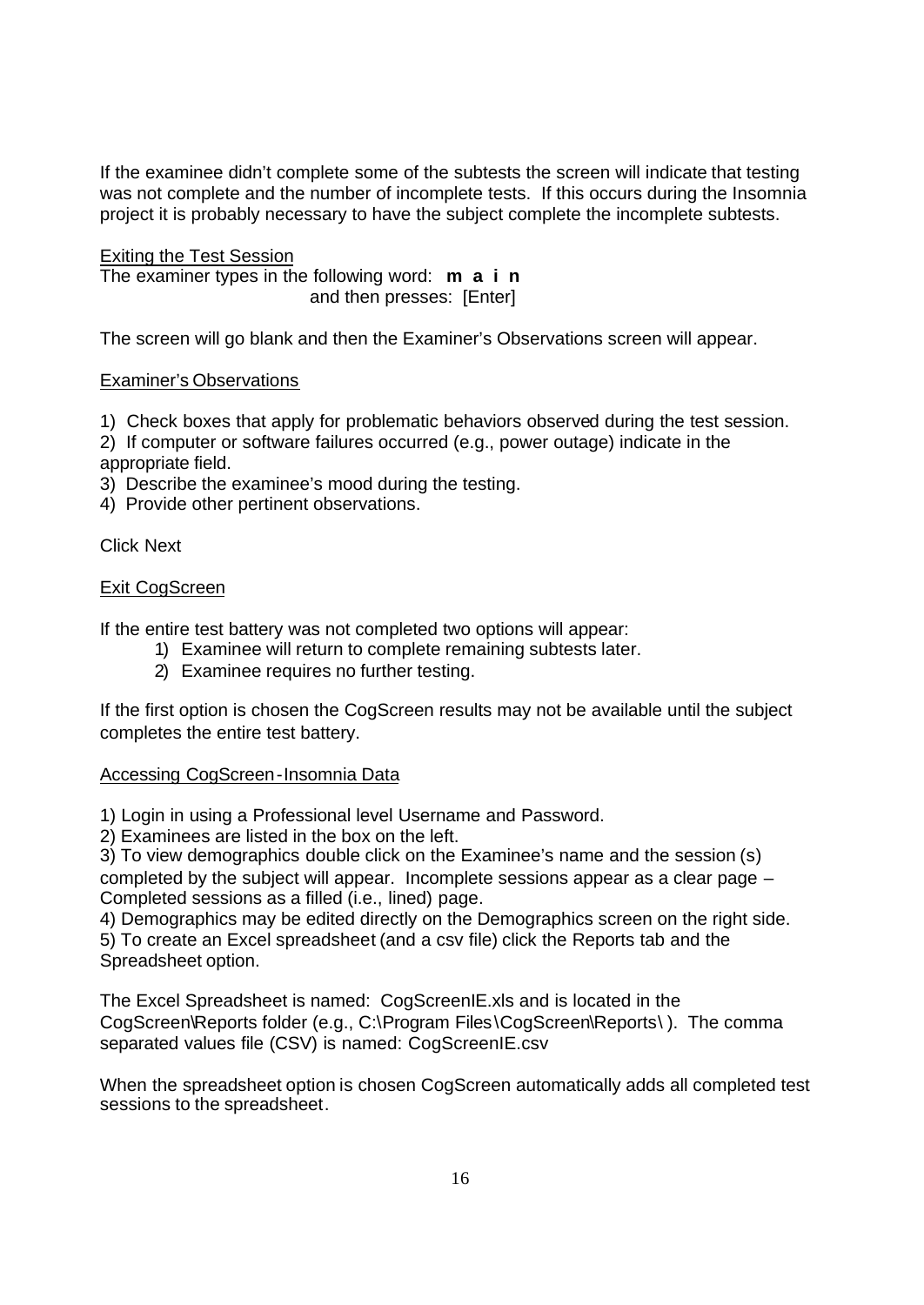If the examinee didn't complete some of the subtests the screen will indicate that testing was not complete and the number of incomplete tests. If this occurs during the Insomnia project it is probably necessary to have the subject complete the incomplete subtests.

<u>Exiting the Test Session</u>

The examiner types in the following word: **m a i n**
and then presses: [Enter]

The screen will go blank and then the Examiner's Observations screen will appear.

<u>Examiner's Observations</u>

1) Check boxes that apply for problematic behaviors observed during the test session.
2) If computer or software failures occurred (e.g., power outage) indicate in the appropriate field.
3) Describe the examinee's mood during the testing.
4) Provide other pertinent observations.

Click Next

<u>Exit CogScreen</u>

If the entire test battery was not completed two options will appear:

1) Examinee will return to complete remaining subtests later.
2) Examinee requires no further testing.

If the first option is chosen the CogScreen results may not be available until the subject completes the entire test battery.

<u>Accessing CogScreen-Insomnia Data</u>

1) Login in using a Professional level Username and Password.
2) Examinees are listed in the box on the left.
3) To view demographics double click on the Examinee's name and the session (s) completed by the subject will appear. Incomplete sessions appear as a clear page – Completed sessions as a filled (i.e., lined) page.
4) Demographics may be edited directly on the Demographics screen on the right side.
5) To create an Excel spreadsheet (and a csv file) click the Reports tab and the Spreadsheet option.

The Excel Spreadsheet is named: CogScreenIE.xls and is located in the CogScreen\Reports folder (e.g., C:\Program Files\CogScreen\Reports\ ). The comma separated values file (CSV) is named: CogScreenIE.csv

When the spreadsheet option is chosen CogScreen automatically adds all completed test sessions to the spreadsheet.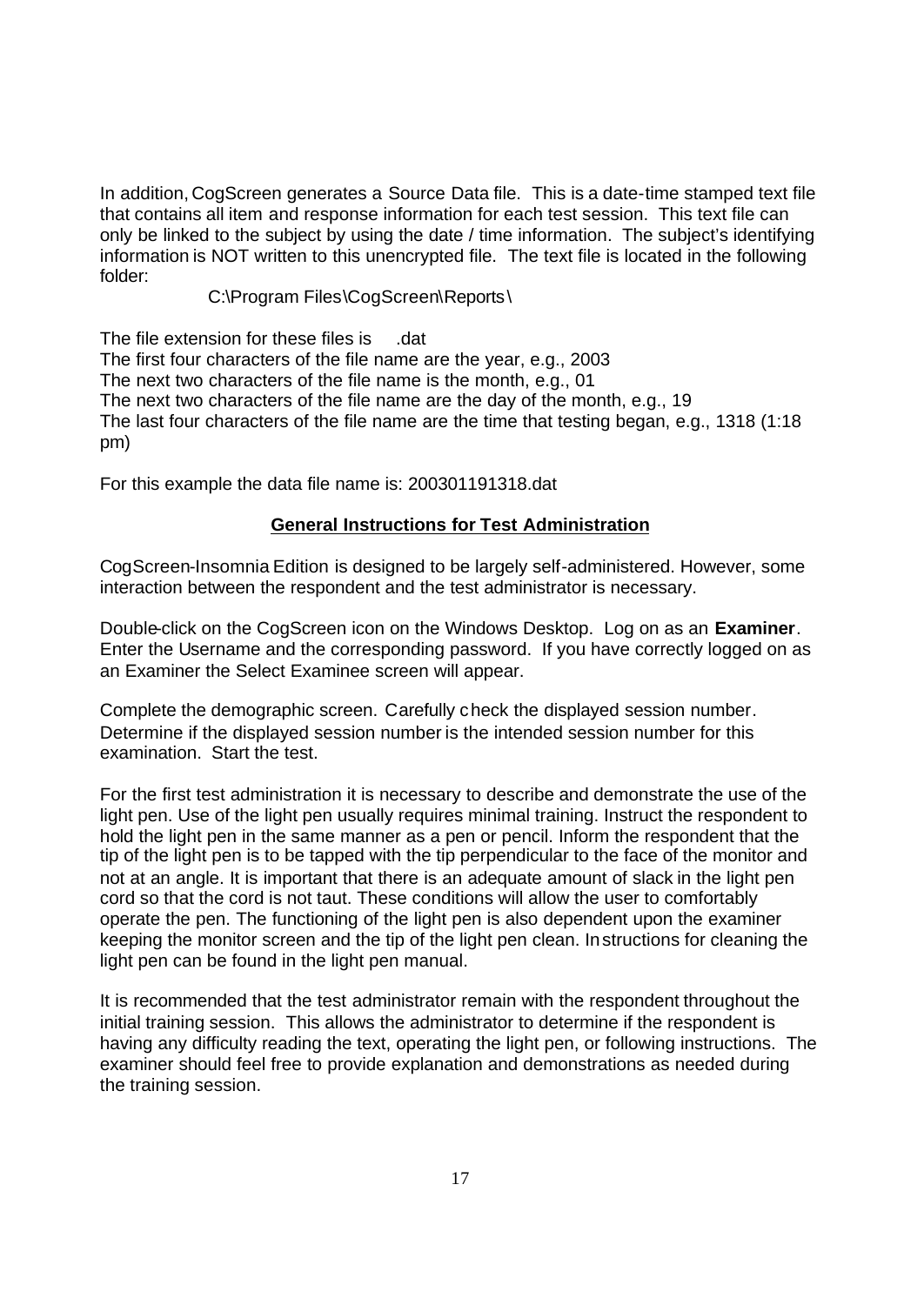In addition, CogScreen generates a Source Data file. This is a date-time stamped text file that contains all item and response information for each test session. This text file can only be linked to the subject by using the date / time information. The subject's identifying information is NOT written to this unencrypted file. The text file is located in the following folder:

C:\Program Files\CogScreen\Reports\

The file extension for these files is .dat
The first four characters of the file name are the year, e.g., 2003
The next two characters of the file name is the month, e.g., 01
The next two characters of the file name are the day of the month, e.g., 19
The last four characters of the file name are the time that testing began, e.g., 1318 (1:18 pm)

For this example the data file name is: 200301191318.dat

## General Instructions for Test Administration

CogScreen-Insomnia Edition is designed to be largely self-administered. However, some interaction between the respondent and the test administrator is necessary.

Double-click on the CogScreen icon on the Windows Desktop. Log on as an **Examiner**. Enter the Username and the corresponding password. If you have correctly logged on as an Examiner the Select Examinee screen will appear.

Complete the demographic screen. Carefully check the displayed session number. Determine if the displayed session number is the intended session number for this examination. Start the test.

For the first test administration it is necessary to describe and demonstrate the use of the light pen. Use of the light pen usually requires minimal training. Instruct the respondent to hold the light pen in the same manner as a pen or pencil. Inform the respondent that the tip of the light pen is to be tapped with the tip perpendicular to the face of the monitor and not at an angle. It is important that there is an adequate amount of slack in the light pen cord so that the cord is not taut. These conditions will allow the user to comfortably operate the pen. The functioning of the light pen is also dependent upon the examiner keeping the monitor screen and the tip of the light pen clean. Instructions for cleaning the light pen can be found in the light pen manual.

It is recommended that the test administrator remain with the respondent throughout the initial training session. This allows the administrator to determine if the respondent is having any difficulty reading the text, operating the light pen, or following instructions. The examiner should feel free to provide explanation and demonstrations as needed during the training session.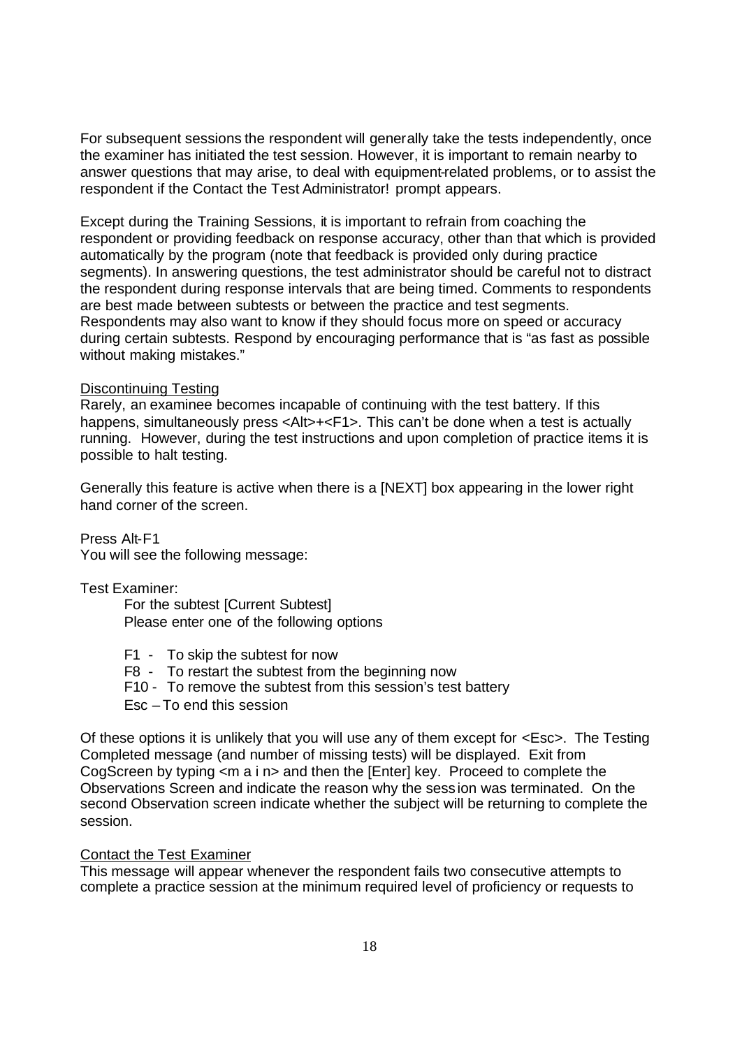For subsequent sessions the respondent will generally take the tests independently, once the examiner has initiated the test session. However, it is important to remain nearby to answer questions that may arise, to deal with equipment-related problems, or to assist the respondent if the Contact the Test Administrator! prompt appears.

Except during the Training Sessions, it is important to refrain from coaching the respondent or providing feedback on response accuracy, other than that which is provided automatically by the program (note that feedback is provided only during practice segments). In answering questions, the test administrator should be careful not to distract the respondent during response intervals that are being timed. Comments to respondents are best made between subtests or between the practice and test segments. Respondents may also want to know if they should focus more on speed or accuracy during certain subtests. Respond by encouraging performance that is "as fast as possible without making mistakes."

<u>Discontinuing Testing</u>

Rarely, an examinee becomes incapable of continuing with the test battery. If this happens, simultaneously press <Alt>+<F1>. This can't be done when a test is actually running. However, during the test instructions and upon completion of practice items it is possible to halt testing.

Generally this feature is active when there is a [NEXT] box appearing in the lower right hand corner of the screen.

Press Alt-F1

You will see the following message:

Test Examiner:

> For the subtest [Current Subtest]
> Please enter one of the following options
>
> F1 - To skip the subtest for now
> F8 - To restart the subtest from the beginning now
> F10 - To remove the subtest from this session's test battery
> Esc – To end this session

Of these options it is unlikely that you will use any of them except for <Esc>. The Testing Completed message (and number of missing tests) will be displayed. Exit from CogScreen by typing <m a i n> and then the [Enter] key. Proceed to complete the Observations Screen and indicate the reason why the session was terminated. On the second Observation screen indicate whether the subject will be returning to complete the session.

<u>Contact the Test Examiner</u>

This message will appear whenever the respondent fails two consecutive attempts to complete a practice session at the minimum required level of proficiency or requests to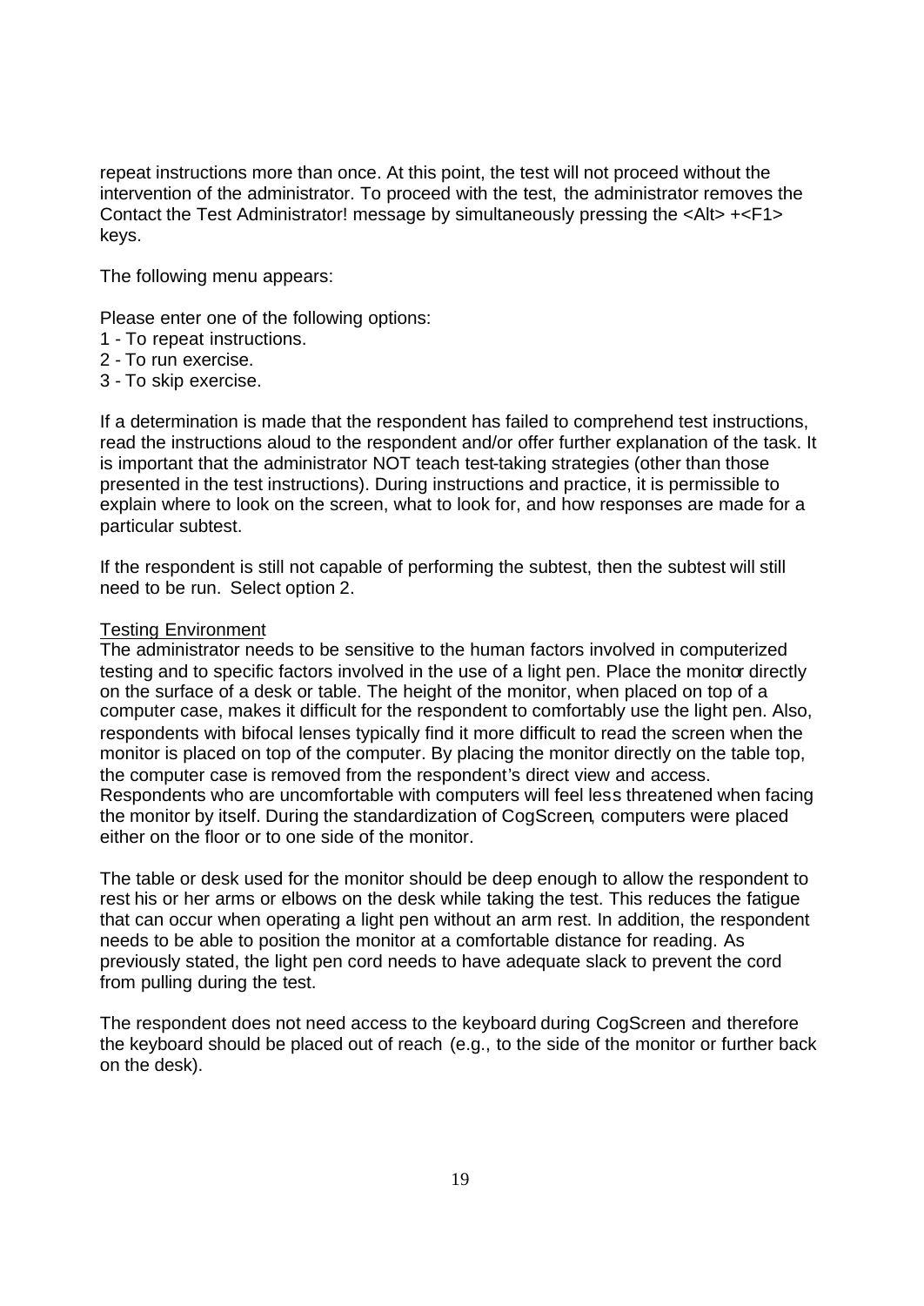repeat instructions more than once. At this point, the test will not proceed without the intervention of the administrator. To proceed with the test, the administrator removes the Contact the Test Administrator! message by simultaneously pressing the <Alt> +<F1> keys.

The following menu appears:

Please enter one of the following options:
1 - To repeat instructions.
2 - To run exercise.
3 - To skip exercise.

If a determination is made that the respondent has failed to comprehend test instructions, read the instructions aloud to the respondent and/or offer further explanation of the task. It is important that the administrator NOT teach test-taking strategies (other than those presented in the test instructions). During instructions and practice, it is permissible to explain where to look on the screen, what to look for, and how responses are made for a particular subtest.

If the respondent is still not capable of performing the subtest, then the subtest will still need to be run. Select option 2.

Testing Environment

The administrator needs to be sensitive to the human factors involved in computerized testing and to specific factors involved in the use of a light pen. Place the monitor directly on the surface of a desk or table. The height of the monitor, when placed on top of a computer case, makes it difficult for the respondent to comfortably use the light pen. Also, respondents with bifocal lenses typically find it more difficult to read the screen when the monitor is placed on top of the computer. By placing the monitor directly on the table top, the computer case is removed from the respondent's direct view and access. Respondents who are uncomfortable with computers will feel less threatened when facing the monitor by itself. During the standardization of CogScreen, computers were placed either on the floor or to one side of the monitor.

The table or desk used for the monitor should be deep enough to allow the respondent to rest his or her arms or elbows on the desk while taking the test. This reduces the fatigue that can occur when operating a light pen without an arm rest. In addition, the respondent needs to be able to position the monitor at a comfortable distance for reading. As previously stated, the light pen cord needs to have adequate slack to prevent the cord from pulling during the test.

The respondent does not need access to the keyboard during CogScreen and therefore the keyboard should be placed out of reach (e.g., to the side of the monitor or further back on the desk).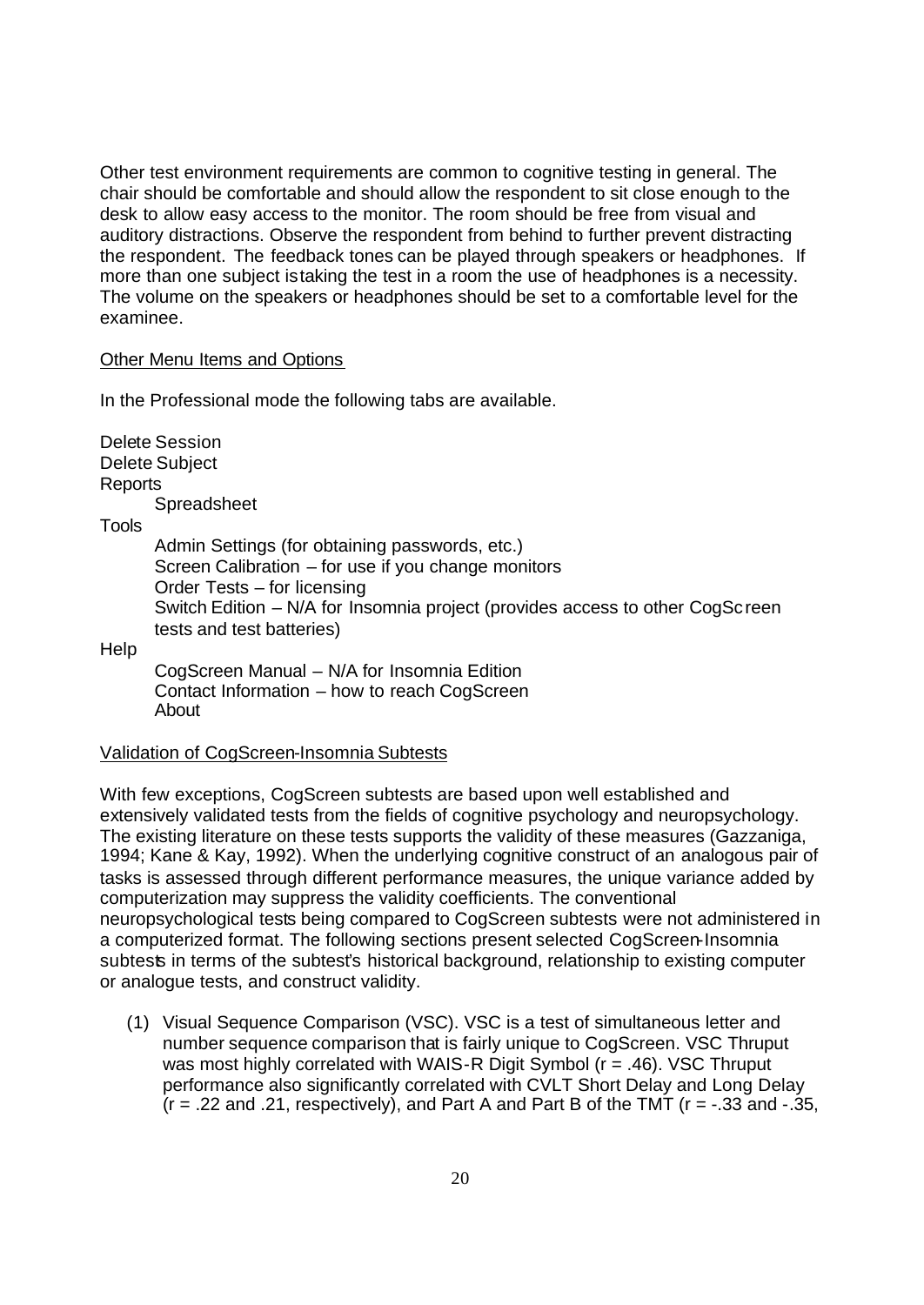Other test environment requirements are common to cognitive testing in general. The chair should be comfortable and should allow the respondent to sit close enough to the desk to allow easy access to the monitor. The room should be free from visual and auditory distractions. Observe the respondent from behind to further prevent distracting the respondent. The feedback tones can be played through speakers or headphones. If more than one subject istaking the test in a room the use of headphones is a necessity. The volume on the speakers or headphones should be set to a comfortable level for the examinee.

Other Menu Items and Options

In the Professional mode the following tabs are available.

Delete Session
Delete Subject
Reports
- Spreadsheet

Tools
- Admin Settings (for obtaining passwords, etc.)
- Screen Calibration – for use if you change monitors
- Order Tests – for licensing
- Switch Edition – N/A for Insomnia project (provides access to other CogScreen tests and test batteries)

Help
- CogScreen Manual – N/A for Insomnia Edition
- Contact Information – how to reach CogScreen
- About

Validation of CogScreen-Insomnia Subtests

With few exceptions, CogScreen subtests are based upon well established and extensively validated tests from the fields of cognitive psychology and neuropsychology. The existing literature on these tests supports the validity of these measures (Gazzaniga, 1994; Kane & Kay, 1992). When the underlying cognitive construct of an analogous pair of tasks is assessed through different performance measures, the unique variance added by computerization may suppress the validity coefficients. The conventional neuropsychological tests being compared to CogScreen subtests were not administered in a computerized format. The following sections present selected CogScreen-Insomnia subtests in terms of the subtest's historical background, relationship to existing computer or analogue tests, and construct validity.

(1) Visual Sequence Comparison (VSC). VSC is a test of simultaneous letter and number sequence comparison that is fairly unique to CogScreen. VSC Thruput was most highly correlated with WAIS-R Digit Symbol ($r = .46$). VSC Thruput performance also significantly correlated with CVLT Short Delay and Long Delay ($r = .22$ and $.21$, respectively), and Part A and Part B of the TMT ($r = -.33$ and $-.35$,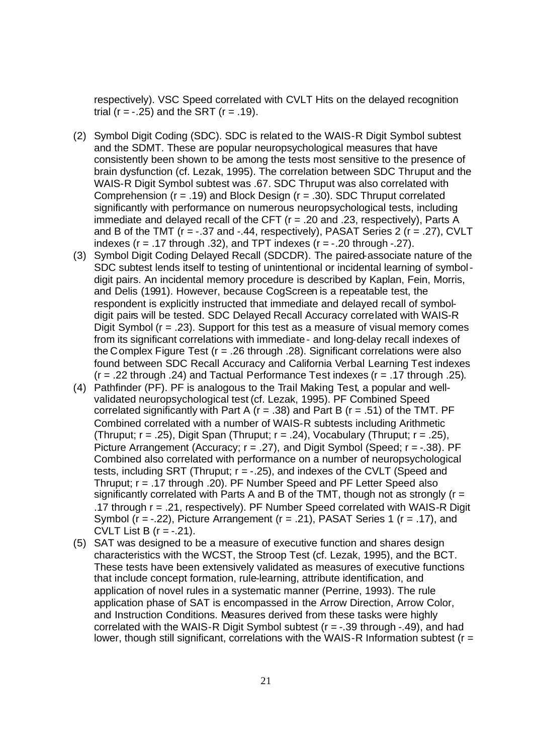respectively). VSC Speed correlated with CVLT Hits on the delayed recognition trial (r = -.25) and the SRT (r = .19).

(2) Symbol Digit Coding (SDC). SDC is related to the WAIS-R Digit Symbol subtest and the SDMT. These are popular neuropsychological measures that have consistently been shown to be among the tests most sensitive to the presence of brain dysfunction (cf. Lezak, 1995). The correlation between SDC Thruput and the WAIS-R Digit Symbol subtest was .67. SDC Thruput was also correlated with Comprehension (r = .19) and Block Design (r = .30). SDC Thruput correlated significantly with performance on numerous neuropsychological tests, including immediate and delayed recall of the CFT (r = .20 and .23, respectively), Parts A and B of the TMT (r = -.37 and -.44, respectively), PASAT Series 2 (r = .27), CVLT indexes (r = .17 through .32), and TPT indexes (r = -.20 through -.27).

(3) Symbol Digit Coding Delayed Recall (SDCDR). The paired-associate nature of the SDC subtest lends itself to testing of unintentional or incidental learning of symbol-digit pairs. An incidental memory procedure is described by Kaplan, Fein, Morris, and Delis (1991). However, because CogScreen is a repeatable test, the respondent is explicitly instructed that immediate and delayed recall of symbol-digit pairs will be tested. SDC Delayed Recall Accuracy correlated with WAIS-R Digit Symbol (r = .23). Support for this test as a measure of visual memory comes from its significant correlations with immediate- and long-delay recall indexes of the Complex Figure Test (r = .26 through .28). Significant correlations were also found between SDC Recall Accuracy and California Verbal Learning Test indexes (r = .22 through .24) and Tactual Performance Test indexes (r = .17 through .25).

(4) Pathfinder (PF). PF is analogous to the Trail Making Test, a popular and well-validated neuropsychological test (cf. Lezak, 1995). PF Combined Speed correlated significantly with Part A (r = .38) and Part B (r = .51) of the TMT. PF Combined correlated with a number of WAIS-R subtests including Arithmetic (Thruput; r = .25), Digit Span (Thruput; r = .24), Vocabulary (Thruput; r = .25), Picture Arrangement (Accuracy; r = .27), and Digit Symbol (Speed; r = -.38). PF Combined also correlated with performance on a number of neuropsychological tests, including SRT (Thruput; r = -.25), and indexes of the CVLT (Speed and Thruput; r = .17 through .20). PF Number Speed and PF Letter Speed also significantly correlated with Parts A and B of the TMT, though not as strongly (r = .17 through r = .21, respectively). PF Number Speed correlated with WAIS-R Digit Symbol (r = -.22), Picture Arrangement (r = .21), PASAT Series 1 (r = .17), and CVLT List B (r = -.21).

(5) SAT was designed to be a measure of executive function and shares design characteristics with the WCST, the Stroop Test (cf. Lezak, 1995), and the BCT. These tests have been extensively validated as measures of executive functions that include concept formation, rule-learning, attribute identification, and application of novel rules in a systematic manner (Perrine, 1993). The rule application phase of SAT is encompassed in the Arrow Direction, Arrow Color, and Instruction Conditions. Measures derived from these tasks were highly correlated with the WAIS-R Digit Symbol subtest (r = -.39 through -.49), and had lower, though still significant, correlations with the WAIS-R Information subtest (r =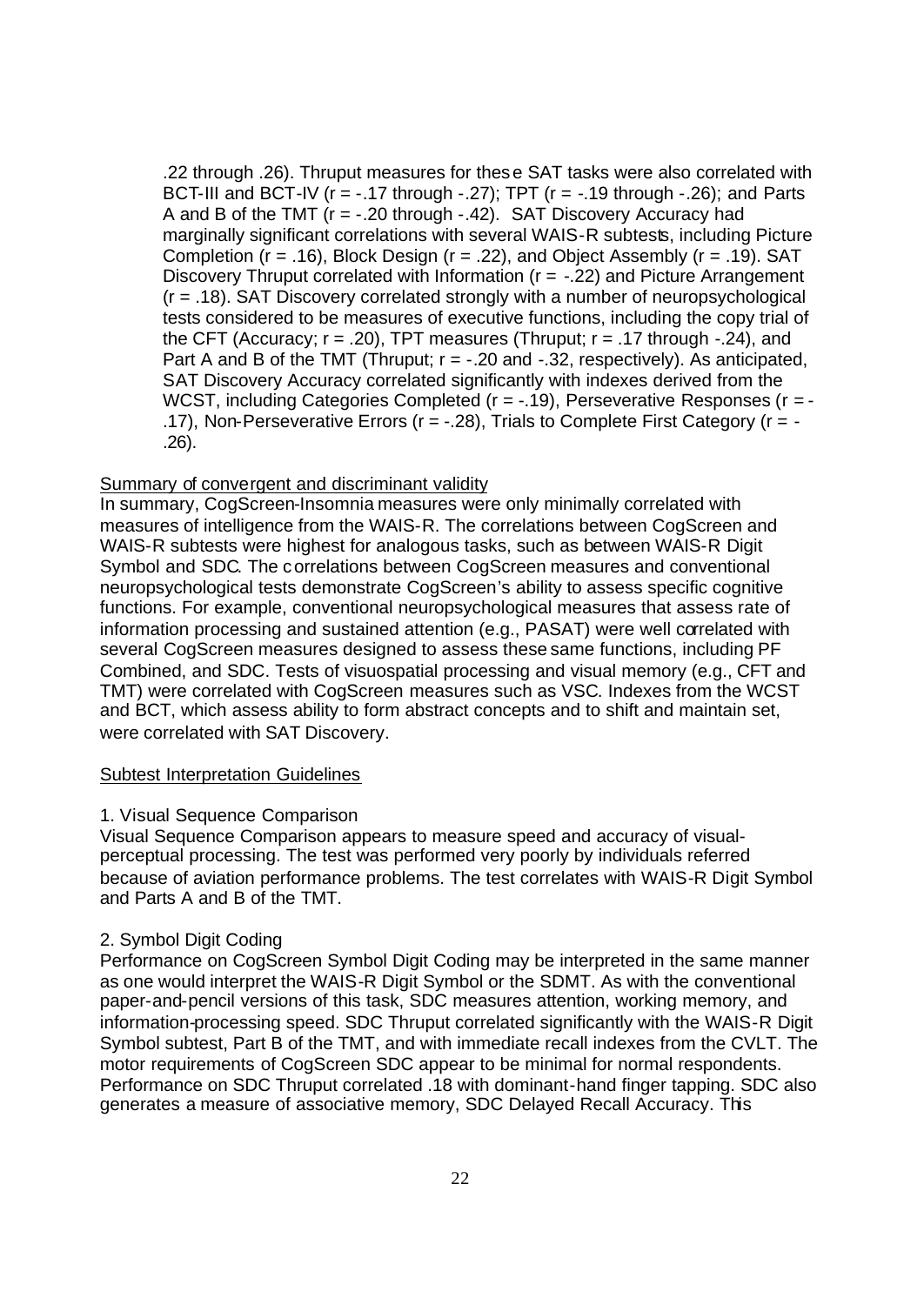.22 through .26). Thruput measures for these SAT tasks were also correlated with BCT-III and BCT-IV ($r = -.17$ through $-.27$); TPT ($r = -.19$ through $-.26$); and Parts A and B of the TMT ($r = -.20$ through $-.42$). SAT Discovery Accuracy had marginally significant correlations with several WAIS-R subtests, including Picture Completion ($r = .16$), Block Design ($r = .22$), and Object Assembly ($r = .19$). SAT Discovery Thruput correlated with Information ($r = -.22$) and Picture Arrangement ($r = .18$). SAT Discovery correlated strongly with a number of neuropsychological tests considered to be measures of executive functions, including the copy trial of the CFT (Accuracy; $r = .20$), TPT measures (Thruput; $r = .17$ through $-.24$), and Part A and B of the TMT (Thruput; $r = -.20$ and $-.32$, respectively). As anticipated, SAT Discovery Accuracy correlated significantly with indexes derived from the WCST, including Categories Completed ($r = -.19$), Perseverative Responses ($r = -.17$), Non-Perseverative Errors ($r = -.28$), Trials to Complete First Category ($r = -.26$).

## Summary of convergent and discriminant validity

In summary, CogScreen-Insomnia measures were only minimally correlated with measures of intelligence from the WAIS-R. The correlations between CogScreen and WAIS-R subtests were highest for analogous tasks, such as between WAIS-R Digit Symbol and SDC. The correlations between CogScreen measures and conventional neuropsychological tests demonstrate CogScreen's ability to assess specific cognitive functions. For example, conventional neuropsychological measures that assess rate of information processing and sustained attention (e.g., PASAT) were well correlated with several CogScreen measures designed to assess these same functions, including PF Combined, and SDC. Tests of visuospatial processing and visual memory (e.g., CFT and TMT) were correlated with CogScreen measures such as VSC. Indexes from the WCST and BCT, which assess ability to form abstract concepts and to shift and maintain set, were correlated with SAT Discovery.

## Subtest Interpretation Guidelines

### 1. Visual Sequence Comparison

Visual Sequence Comparison appears to measure speed and accuracy of visual-perceptual processing. The test was performed very poorly by individuals referred because of aviation performance problems. The test correlates with WAIS-R Digit Symbol and Parts A and B of the TMT.

### 2. Symbol Digit Coding

Performance on CogScreen Symbol Digit Coding may be interpreted in the same manner as one would interpret the WAIS-R Digit Symbol or the SDMT. As with the conventional paper-and-pencil versions of this task, SDC measures attention, working memory, and information-processing speed. SDC Thruput correlated significantly with the WAIS-R Digit Symbol subtest, Part B of the TMT, and with immediate recall indexes from the CVLT. The motor requirements of CogScreen SDC appear to be minimal for normal respondents. Performance on SDC Thruput correlated .18 with dominant-hand finger tapping. SDC also generates a measure of associative memory, SDC Delayed Recall Accuracy. This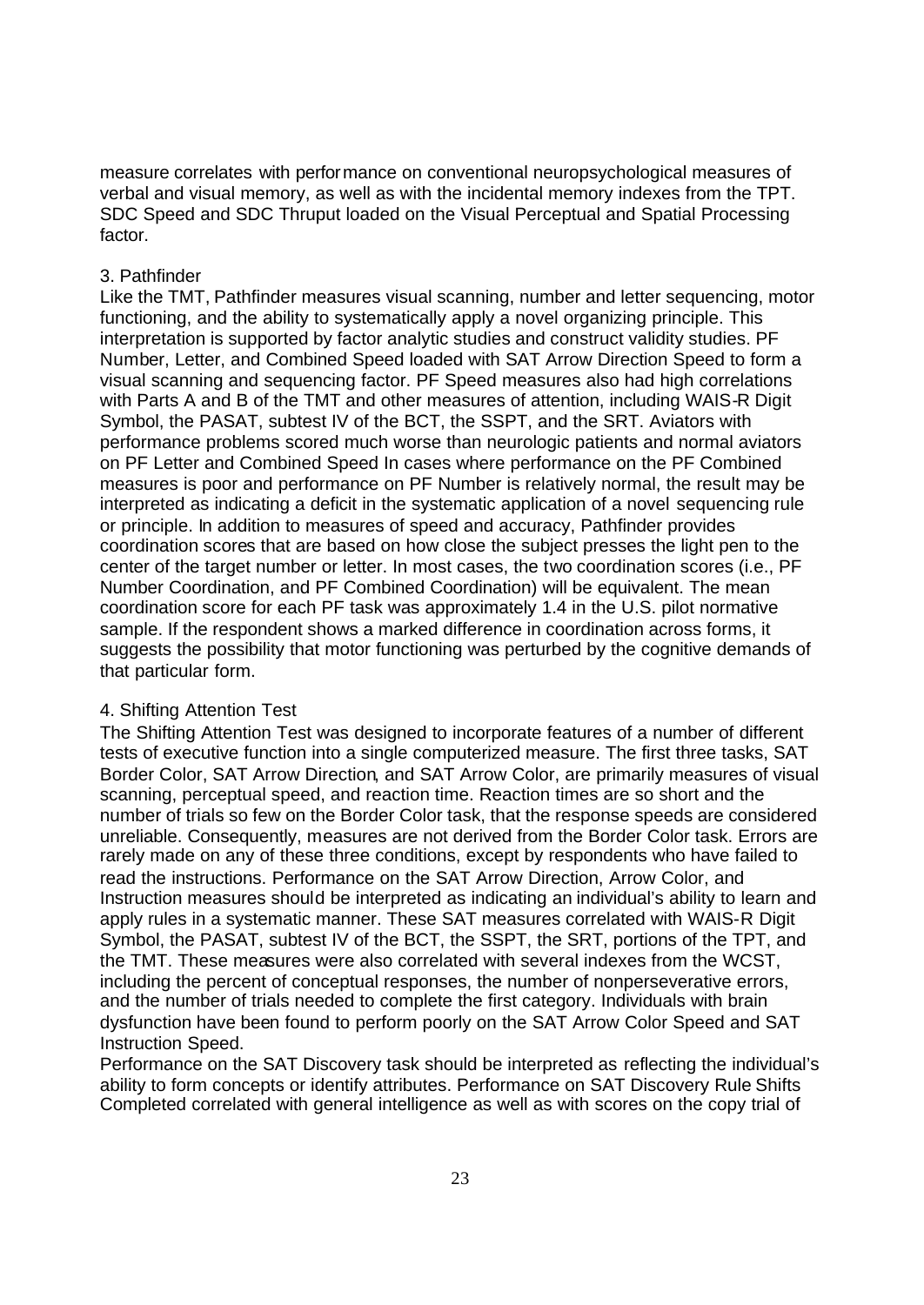measure correlates with performance on conventional neuropsychological measures of verbal and visual memory, as well as with the incidental memory indexes from the TPT. SDC Speed and SDC Thruput loaded on the Visual Perceptual and Spatial Processing factor.

### 3. Pathfinder

Like the TMT, Pathfinder measures visual scanning, number and letter sequencing, motor functioning, and the ability to systematically apply a novel organizing principle. This interpretation is supported by factor analytic studies and construct validity studies. PF Number, Letter, and Combined Speed loaded with SAT Arrow Direction Speed to form a visual scanning and sequencing factor. PF Speed measures also had high correlations with Parts A and B of the TMT and other measures of attention, including WAIS-R Digit Symbol, the PASAT, subtest IV of the BCT, the SSPT, and the SRT. Aviators with performance problems scored much worse than neurologic patients and normal aviators on PF Letter and Combined Speed In cases where performance on the PF Combined measures is poor and performance on PF Number is relatively normal, the result may be interpreted as indicating a deficit in the systematic application of a novel sequencing rule or principle. In addition to measures of speed and accuracy, Pathfinder provides coordination scores that are based on how close the subject presses the light pen to the center of the target number or letter. In most cases, the two coordination scores (i.e., PF Number Coordination, and PF Combined Coordination) will be equivalent. The mean coordination score for each PF task was approximately 1.4 in the U.S. pilot normative sample. If the respondent shows a marked difference in coordination across forms, it suggests the possibility that motor functioning was perturbed by the cognitive demands of that particular form.

### 4. Shifting Attention Test

The Shifting Attention Test was designed to incorporate features of a number of different tests of executive function into a single computerized measure. The first three tasks, SAT Border Color, SAT Arrow Direction, and SAT Arrow Color, are primarily measures of visual scanning, perceptual speed, and reaction time. Reaction times are so short and the number of trials so few on the Border Color task, that the response speeds are considered unreliable. Consequently, measures are not derived from the Border Color task. Errors are rarely made on any of these three conditions, except by respondents who have failed to read the instructions. Performance on the SAT Arrow Direction, Arrow Color, and Instruction measures should be interpreted as indicating an individual's ability to learn and apply rules in a systematic manner. These SAT measures correlated with WAIS-R Digit Symbol, the PASAT, subtest IV of the BCT, the SSPT, the SRT, portions of the TPT, and the TMT. These measures were also correlated with several indexes from the WCST, including the percent of conceptual responses, the number of nonperseverative errors, and the number of trials needed to complete the first category. Individuals with brain dysfunction have been found to perform poorly on the SAT Arrow Color Speed and SAT Instruction Speed.

Performance on the SAT Discovery task should be interpreted as reflecting the individual's ability to form concepts or identify attributes. Performance on SAT Discovery Rule Shifts Completed correlated with general intelligence as well as with scores on the copy trial of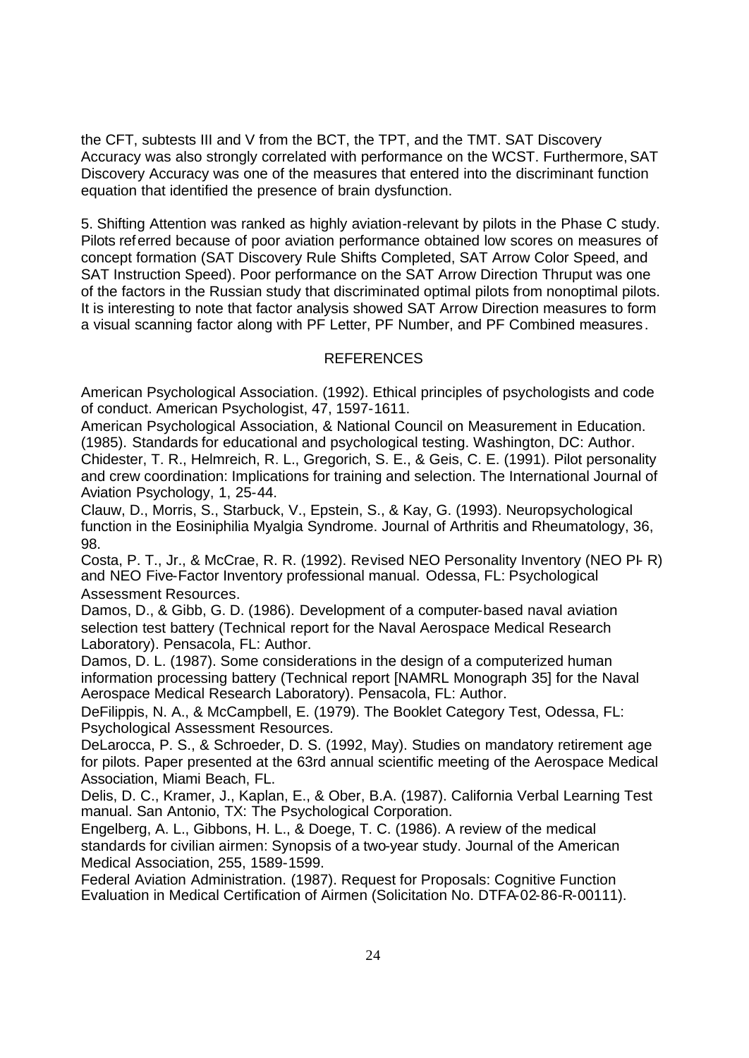the CFT, subtests III and V from the BCT, the TPT, and the TMT. SAT Discovery Accuracy was also strongly correlated with performance on the WCST. Furthermore, SAT Discovery Accuracy was one of the measures that entered into the discriminant function equation that identified the presence of brain dysfunction.

5. Shifting Attention was ranked as highly aviation-relevant by pilots in the Phase C study. Pilots referred because of poor aviation performance obtained low scores on measures of concept formation (SAT Discovery Rule Shifts Completed, SAT Arrow Color Speed, and SAT Instruction Speed). Poor performance on the SAT Arrow Direction Thruput was one of the factors in the Russian study that discriminated optimal pilots from nonoptimal pilots. It is interesting to note that factor analysis showed SAT Arrow Direction measures to form a visual scanning factor along with PF Letter, PF Number, and PF Combined measures.

## REFERENCES

American Psychological Association. (1992). Ethical principles of psychologists and code of conduct. American Psychologist, 47, 1597-1611.

American Psychological Association, & National Council on Measurement in Education. (1985). Standards for educational and psychological testing. Washington, DC: Author.

Chidester, T. R., Helmreich, R. L., Gregorich, S. E., & Geis, C. E. (1991). Pilot personality and crew coordination: Implications for training and selection. The International Journal of Aviation Psychology, 1, 25-44.

Clauw, D., Morris, S., Starbuck, V., Epstein, S., & Kay, G. (1993). Neuropsychological function in the Eosiniphilia Myalgia Syndrome. Journal of Arthritis and Rheumatology, 36, 98.

Costa, P. T., Jr., & McCrae, R. R. (1992). Revised NEO Personality Inventory (NEO PI-R) and NEO Five-Factor Inventory professional manual. Odessa, FL: Psychological Assessment Resources.

Damos, D., & Gibb, G. D. (1986). Development of a computer-based naval aviation selection test battery (Technical report for the Naval Aerospace Medical Research Laboratory). Pensacola, FL: Author.

Damos, D. L. (1987). Some considerations in the design of a computerized human information processing battery (Technical report [NAMRL Monograph 35] for the Naval Aerospace Medical Research Laboratory). Pensacola, FL: Author.

DeFilippis, N. A., & McCampbell, E. (1979). The Booklet Category Test, Odessa, FL: Psychological Assessment Resources.

DeLarocca, P. S., & Schroeder, D. S. (1992, May). Studies on mandatory retirement age for pilots. Paper presented at the 63rd annual scientific meeting of the Aerospace Medical Association, Miami Beach, FL.

Delis, D. C., Kramer, J., Kaplan, E., & Ober, B.A. (1987). California Verbal Learning Test manual. San Antonio, TX: The Psychological Corporation.

Engelberg, A. L., Gibbons, H. L., & Doege, T. C. (1986). A review of the medical standards for civilian airmen: Synopsis of a two-year study. Journal of the American Medical Association, 255, 1589-1599.

Federal Aviation Administration. (1987). Request for Proposals: Cognitive Function Evaluation in Medical Certification of Airmen (Solicitation No. DTFA-02-86-R-00111).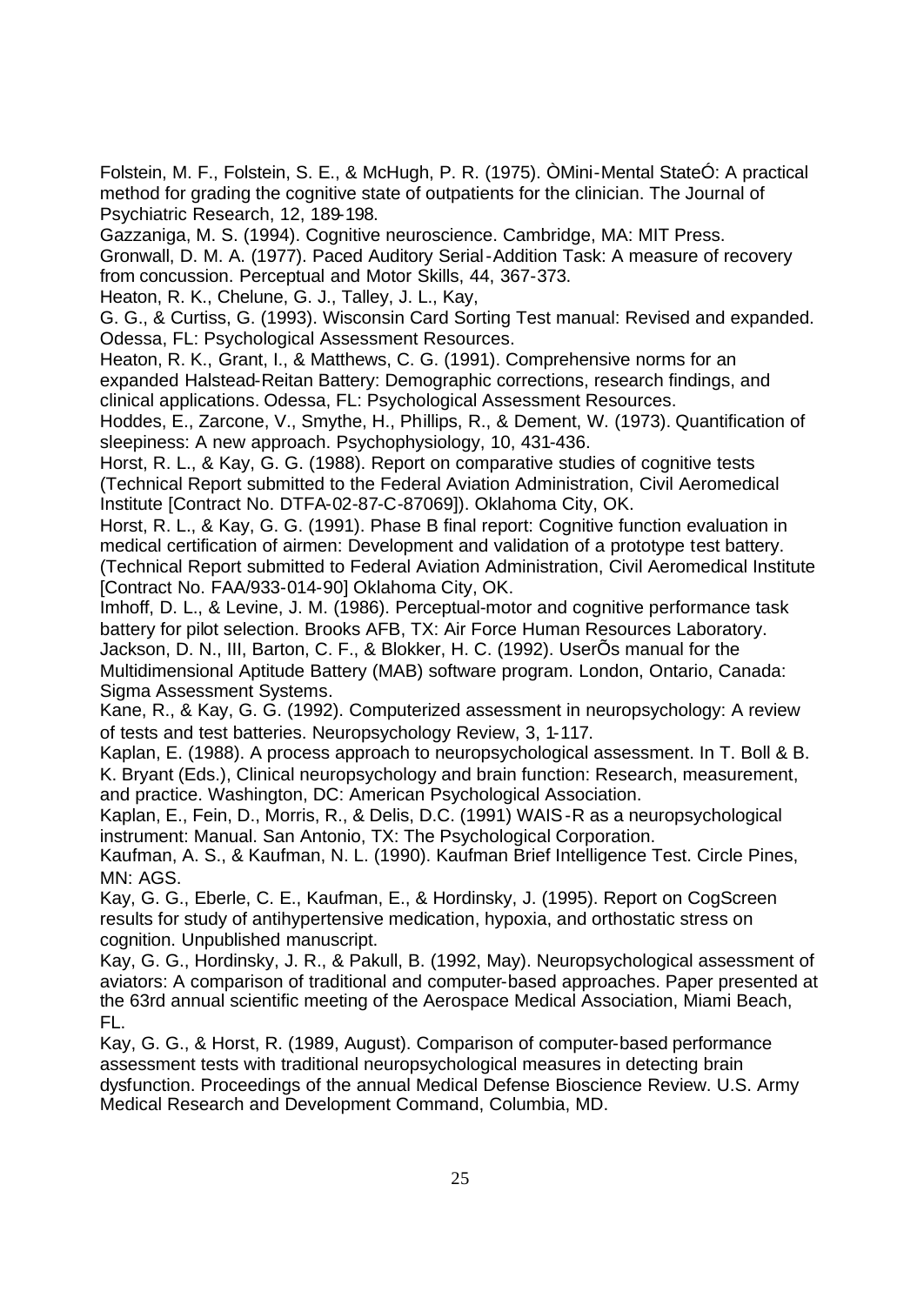Folstein, M. F., Folstein, S. E., & McHugh, P. R. (1975). ÒMini-Mental StateÓ: A practical method for grading the cognitive state of outpatients for the clinician. The Journal of Psychiatric Research, 12, 189-198.

Gazzaniga, M. S. (1994). Cognitive neuroscience. Cambridge, MA: MIT Press.

Gronwall, D. M. A. (1977). Paced Auditory Serial-Addition Task: A measure of recovery from concussion. Perceptual and Motor Skills, 44, 367-373.

Heaton, R. K., Chelune, G. J., Talley, J. L., Kay, G. G., & Curtiss, G. (1993). Wisconsin Card Sorting Test manual: Revised and expanded. Odessa, FL: Psychological Assessment Resources.

Heaton, R. K., Grant, I., & Matthews, C. G. (1991). Comprehensive norms for an expanded Halstead-Reitan Battery: Demographic corrections, research findings, and clinical applications. Odessa, FL: Psychological Assessment Resources.

Hoddes, E., Zarcone, V., Smythe, H., Phillips, R., & Dement, W. (1973). Quantification of sleepiness: A new approach. Psychophysiology, 10, 431-436.

Horst, R. L., & Kay, G. G. (1988). Report on comparative studies of cognitive tests (Technical Report submitted to the Federal Aviation Administration, Civil Aeromedical Institute [Contract No. DTFA-02-87-C-87069]). Oklahoma City, OK.

Horst, R. L., & Kay, G. G. (1991). Phase B final report: Cognitive function evaluation in medical certification of airmen: Development and validation of a prototype test battery. (Technical Report submitted to Federal Aviation Administration, Civil Aeromedical Institute [Contract No. FAA/933-014-90] Oklahoma City, OK.

Imhoff, D. L., & Levine, J. M. (1986). Perceptual-motor and cognitive performance task battery for pilot selection. Brooks AFB, TX: Air Force Human Resources Laboratory.

Jackson, D. N., III, Barton, C. F., & Blokker, H. C. (1992). UserÕs manual for the Multidimensional Aptitude Battery (MAB) software program. London, Ontario, Canada: Sigma Assessment Systems.

Kane, R., & Kay, G. G. (1992). Computerized assessment in neuropsychology: A review of tests and test batteries. Neuropsychology Review, 3, 1-117.

Kaplan, E. (1988). A process approach to neuropsychological assessment. In T. Boll & B. K. Bryant (Eds.), Clinical neuropsychology and brain function: Research, measurement, and practice. Washington, DC: American Psychological Association.

Kaplan, E., Fein, D., Morris, R., & Delis, D.C. (1991) WAIS-R as a neuropsychological instrument: Manual. San Antonio, TX: The Psychological Corporation.

Kaufman, A. S., & Kaufman, N. L. (1990). Kaufman Brief Intelligence Test. Circle Pines, MN: AGS.

Kay, G. G., Eberle, C. E., Kaufman, E., & Hordinsky, J. (1995). Report on CogScreen results for study of antihypertensive medication, hypoxia, and orthostatic stress on cognition. Unpublished manuscript.

Kay, G. G., Hordinsky, J. R., & Pakull, B. (1992, May). Neuropsychological assessment of aviators: A comparison of traditional and computer-based approaches. Paper presented at the 63rd annual scientific meeting of the Aerospace Medical Association, Miami Beach, FL.

Kay, G. G., & Horst, R. (1989, August). Comparison of computer-based performance assessment tests with traditional neuropsychological measures in detecting brain dysfunction. Proceedings of the annual Medical Defense Bioscience Review. U.S. Army Medical Research and Development Command, Columbia, MD.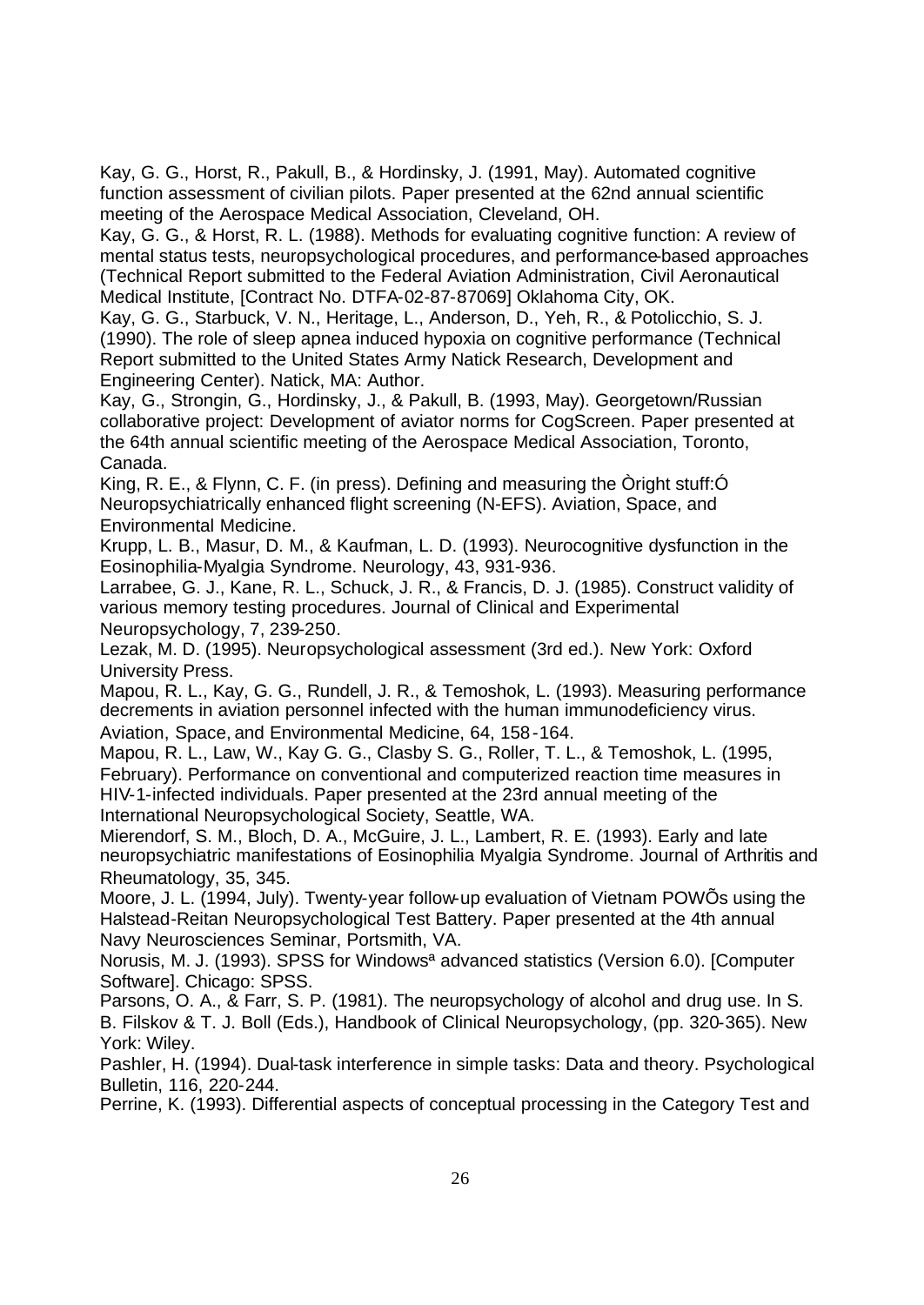Kay, G. G., Horst, R., Pakull, B., & Hordinsky, J. (1991, May). Automated cognitive function assessment of civilian pilots. Paper presented at the 62nd annual scientific meeting of the Aerospace Medical Association, Cleveland, OH.

Kay, G. G., & Horst, R. L. (1988). Methods for evaluating cognitive function: A review of mental status tests, neuropsychological procedures, and performance-based approaches (Technical Report submitted to the Federal Aviation Administration, Civil Aeronautical Medical Institute, [Contract No. DTFA-02-87-87069] Oklahoma City, OK.

Kay, G. G., Starbuck, V. N., Heritage, L., Anderson, D., Yeh, R., & Potolicchio, S. J. (1990). The role of sleep apnea induced hypoxia on cognitive performance (Technical Report submitted to the United States Army Natick Research, Development and Engineering Center). Natick, MA: Author.

Kay, G., Strongin, G., Hordinsky, J., & Pakull, B. (1993, May). Georgetown/Russian collaborative project: Development of aviator norms for CogScreen. Paper presented at the 64th annual scientific meeting of the Aerospace Medical Association, Toronto, Canada.

King, R. E., & Flynn, C. F. (in press). Defining and measuring the Òright stuff:Ó Neuropsychiatrically enhanced flight screening (N-EFS). Aviation, Space, and Environmental Medicine.

Krupp, L. B., Masur, D. M., & Kaufman, L. D. (1993). Neurocognitive dysfunction in the Eosinophilia-Myalgia Syndrome. Neurology, 43, 931-936.

Larrabee, G. J., Kane, R. L., Schuck, J. R., & Francis, D. J. (1985). Construct validity of various memory testing procedures. Journal of Clinical and Experimental Neuropsychology, 7, 239-250.

Lezak, M. D. (1995). Neuropsychological assessment (3rd ed.). New York: Oxford University Press.

Mapou, R. L., Kay, G. G., Rundell, J. R., & Temoshok, L. (1993). Measuring performance decrements in aviation personnel infected with the human immunodeficiency virus. Aviation, Space, and Environmental Medicine, 64, 158-164.

Mapou, R. L., Law, W., Kay G. G., Clasby S. G., Roller, T. L., & Temoshok, L. (1995, February). Performance on conventional and computerized reaction time measures in HIV-1-infected individuals. Paper presented at the 23rd annual meeting of the International Neuropsychological Society, Seattle, WA.

Mierendorf, S. M., Bloch, D. A., McGuire, J. L., Lambert, R. E. (1993). Early and late neuropsychiatric manifestations of Eosinophilia Myalgia Syndrome. Journal of Arthritis and Rheumatology, 35, 345.

Moore, J. L. (1994, July). Twenty-year follow-up evaluation of Vietnam POWÕs using the Halstead-Reitan Neuropsychological Test Battery. Paper presented at the 4th annual Navy Neurosciences Seminar, Portsmith, VA.

Norusis, M. J. (1993). SPSS for Windowsª advanced statistics (Version 6.0). [Computer Software]. Chicago: SPSS.

Parsons, O. A., & Farr, S. P. (1981). The neuropsychology of alcohol and drug use. In S. B. Filskov & T. J. Boll (Eds.), Handbook of Clinical Neuropsychology, (pp. 320-365). New York: Wiley.

Pashler, H. (1994). Dual-task interference in simple tasks: Data and theory. Psychological Bulletin, 116, 220-244.

Perrine, K. (1993). Differential aspects of conceptual processing in the Category Test and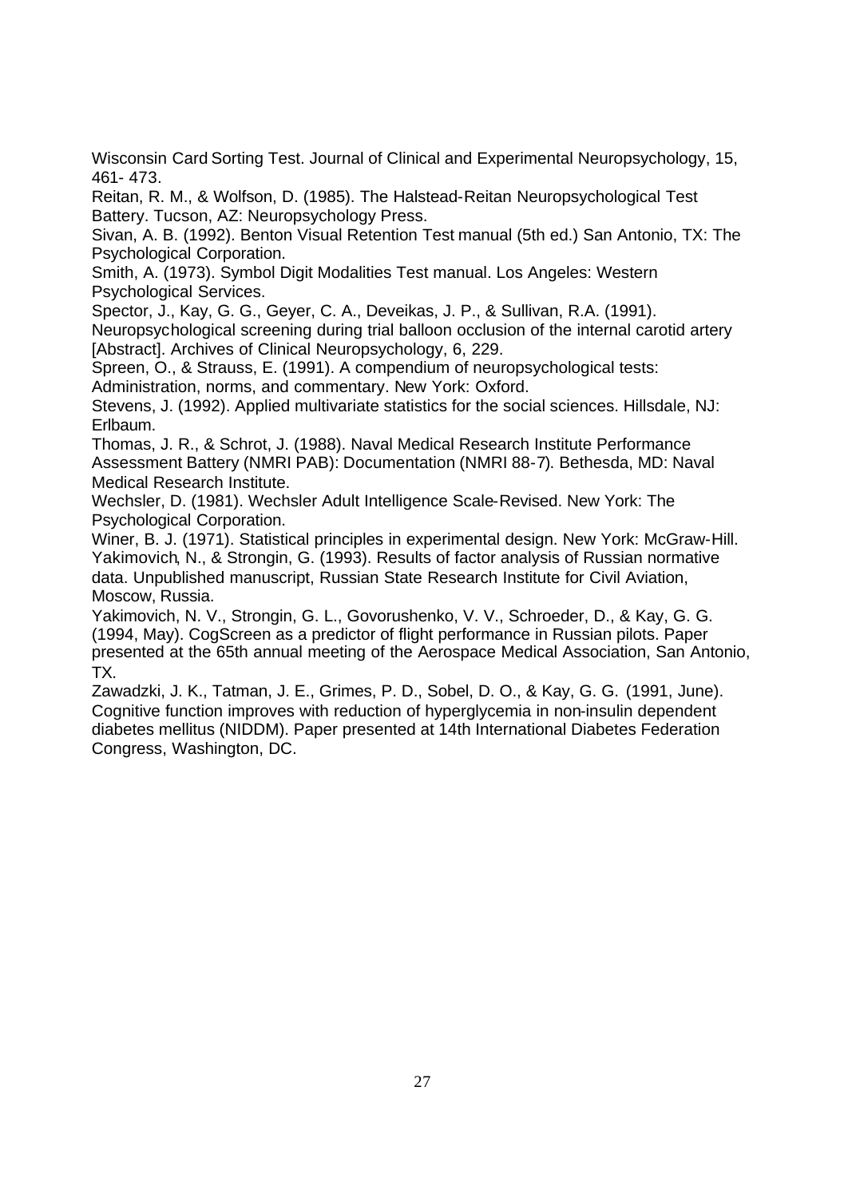Wisconsin Card Sorting Test. Journal of Clinical and Experimental Neuropsychology, 15, 461- 473.

Reitan, R. M., & Wolfson, D. (1985). The Halstead-Reitan Neuropsychological Test Battery. Tucson, AZ: Neuropsychology Press.

Sivan, A. B. (1992). Benton Visual Retention Test manual (5th ed.) San Antonio, TX: The Psychological Corporation.

Smith, A. (1973). Symbol Digit Modalities Test manual. Los Angeles: Western Psychological Services.

Spector, J., Kay, G. G., Geyer, C. A., Deveikas, J. P., & Sullivan, R.A. (1991). Neuropsychological screening during trial balloon occlusion of the internal carotid artery [Abstract]. Archives of Clinical Neuropsychology, 6, 229.

Spreen, O., & Strauss, E. (1991). A compendium of neuropsychological tests: Administration, norms, and commentary. New York: Oxford.

Stevens, J. (1992). Applied multivariate statistics for the social sciences. Hillsdale, NJ: Erlbaum.

Thomas, J. R., & Schrot, J. (1988). Naval Medical Research Institute Performance Assessment Battery (NMRI PAB): Documentation (NMRI 88-7). Bethesda, MD: Naval Medical Research Institute.

Wechsler, D. (1981). Wechsler Adult Intelligence Scale-Revised. New York: The Psychological Corporation.

Winer, B. J. (1971). Statistical principles in experimental design. New York: McGraw-Hill.

Yakimovich, N., & Strongin, G. (1993). Results of factor analysis of Russian normative data. Unpublished manuscript, Russian State Research Institute for Civil Aviation, Moscow, Russia.

Yakimovich, N. V., Strongin, G. L., Govorushenko, V. V., Schroeder, D., & Kay, G. G. (1994, May). CogScreen as a predictor of flight performance in Russian pilots. Paper presented at the 65th annual meeting of the Aerospace Medical Association, San Antonio, TX.

Zawadzki, J. K., Tatman, J. E., Grimes, P. D., Sobel, D. O., & Kay, G. G. (1991, June). Cognitive function improves with reduction of hyperglycemia in non-insulin dependent diabetes mellitus (NIDDM). Paper presented at 14th International Diabetes Federation Congress, Washington, DC.